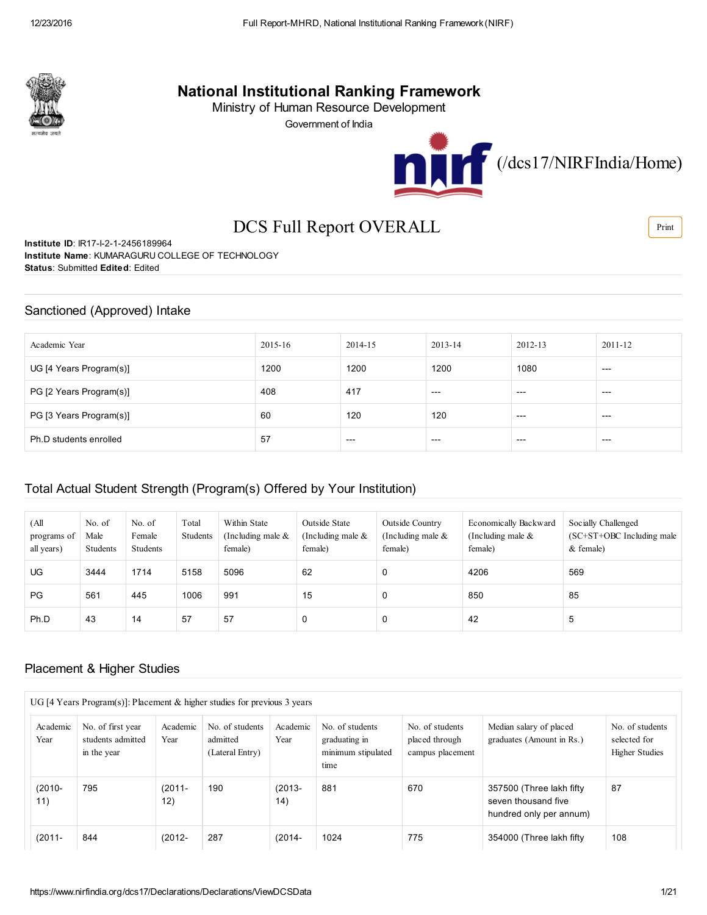# National Institutional Ranking Framework

Ministry of Human Resource Development

Government of India

(/dcs17/NIRFIndia/Home)

## DCS Full Report OVERALL

Print

**Institute ID**: IR17-I-2-1-2456189964
**Institute Name**: KUMARAGURU COLLEGE OF TECHNOLOGY
**Status**: Submitted **Edited**: Edited

## Sanctioned (Approved) Intake

| Academic Year | 2015-16 | 2014-15 | 2013-14 | 2012-13 | 2011-12 |
|---|---|---|---|---|---|
| UG [4 Years Program(s)] | 1200 | 1200 | 1200 | 1080 | --- |
| PG [2 Years Program(s)] | 408 | 417 | --- | --- | --- |
| PG [3 Years Program(s)] | 60 | 120 | 120 | --- | --- |
| Ph.D students enrolled | 57 | --- | --- | --- | --- |

## Total Actual Student Strength (Program(s) Offered by Your Institution)

| (All programs of all years) | No. of Male Students | No. of Female Students | Total Students | Within State (Including male & female) | Outside State (Including male & female) | Outside Country (Including male & female) | Economically Backward (Including male & female) | Socially Challenged (SC+ST+OBC Including male & female) |
|---|---|---|---|---|---|---|---|---|
| UG | 3444 | 1714 | 5158 | 5096 | 62 | 0 | 4206 | 569 |
| PG | 561 | 445 | 1006 | 991 | 15 | 0 | 850 | 85 |
| Ph.D | 43 | 14 | 57 | 57 | 0 | 0 | 42 | 5 |

## Placement & Higher Studies

UG [4 Years Program(s)]: Placement & higher studies for previous 3 years

| Academic Year | No. of first year students admitted in the year | Academic Year | No. of students admitted (Lateral Entry) | Academic Year | No. of students graduating in minimum stipulated time | No. of students placed through campus placement | Median salary of placed graduates (Amount in Rs.) | No. of students selected for Higher Studies |
|---|---|---|---|---|---|---|---|---|
| (2010-11) | 795 | (2011-12) | 190 | (2013-14) | 881 | 670 | 357500 (Three lakh fifty seven thousand five hundred only per annum) | 87 |
| (2011- | 844 | (2012- | 287 | (2014- | 1024 | 775 | 354000 (Three lakh fifty | 108 |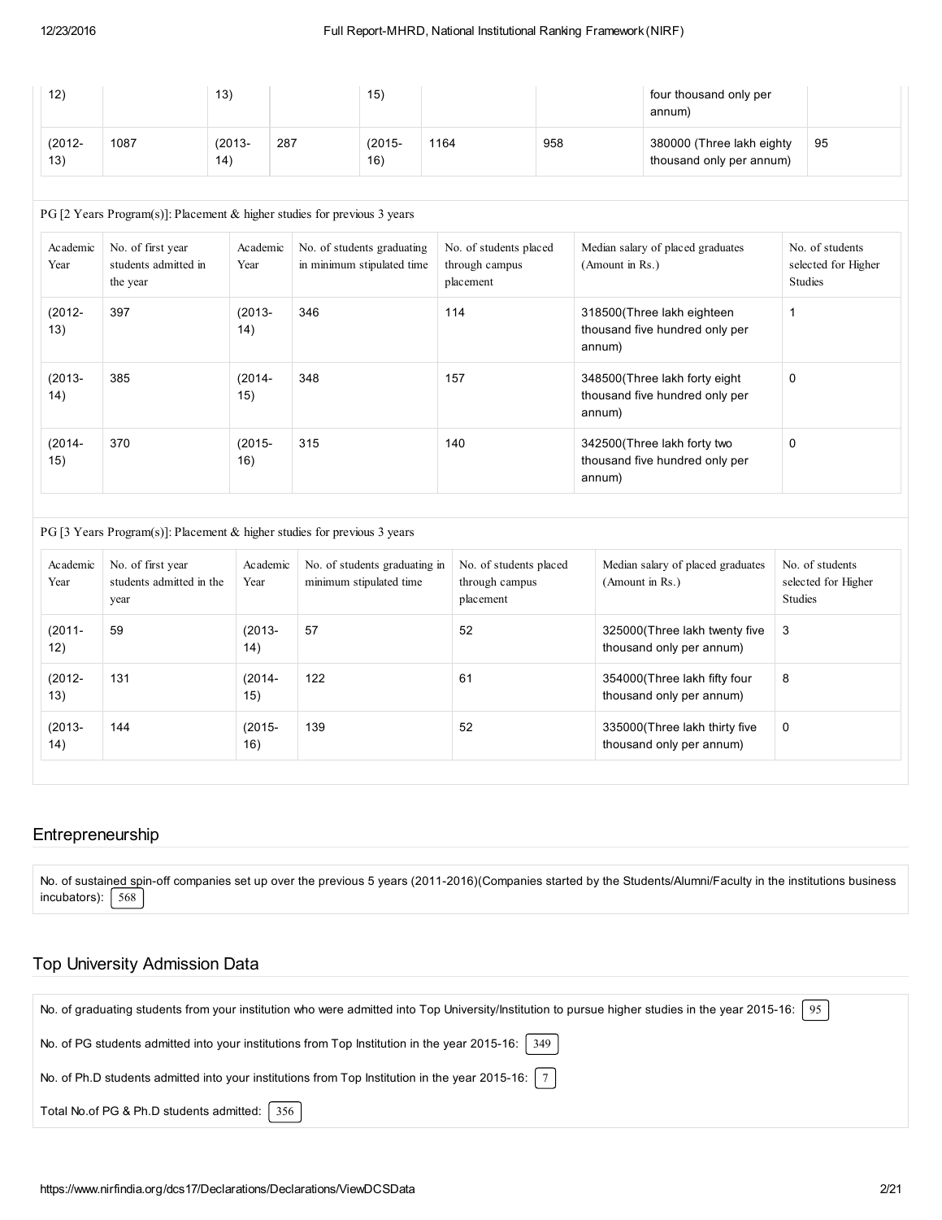| 12) | | 13) | | 15) | | | four thousand only per annum) | |
|---|---|---|---|---|---|---|---|---|
| (2012-13) | 1087 | (2013-14) | 287 | (2015-16) | 1164 | 958 | 380000 (Three lakh eighty thousand only per annum) | 95 |

PG [2 Years Program(s)]: Placement & higher studies for previous 3 years

| Academic Year | No. of first year students admitted in the year | Academic Year | No. of students graduating in minimum stipulated time | No. of students placed through campus placement | Median salary of placed graduates (Amount in Rs.) | No. of students selected for Higher Studies |
|---|---|---|---|---|---|---|
| (2012-13) | 397 | (2013-14) | 346 | 114 | 318500(Three lakh eighteen thousand five hundred only per annum) | 1 |
| (2013-14) | 385 | (2014-15) | 348 | 157 | 348500(Three lakh forty eight thousand five hundred only per annum) | 0 |
| (2014-15) | 370 | (2015-16) | 315 | 140 | 342500(Three lakh forty two thousand five hundred only per annum) | 0 |

PG [3 Years Program(s)]: Placement & higher studies for previous 3 years

| Academic Year | No. of first year students admitted in the year | Academic Year | No. of students graduating in minimum stipulated time | No. of students placed through campus placement | Median salary of placed graduates (Amount in Rs.) | No. of students selected for Higher Studies |
|---|---|---|---|---|---|---|
| (2011-12) | 59 | (2013-14) | 57 | 52 | 325000(Three lakh twenty five thousand only per annum) | 3 |
| (2012-13) | 131 | (2014-15) | 122 | 61 | 354000(Three lakh fifty four thousand only per annum) | 8 |
| (2013-14) | 144 | (2015-16) | 139 | 52 | 335000(Three lakh thirty five thousand only per annum) | 0 |

## Entrepreneurship

No. of sustained spin-off companies set up over the previous 5 years (2011-2016)(Companies started by the Students/Alumni/Faculty in the institutions business incubators): 568

## Top University Admission Data

No. of graduating students from your institution who were admitted into Top University/Institution to pursue higher studies in the year 2015-16: 95

No. of PG students admitted into your institutions from Top Institution in the year 2015-16: 349

No. of Ph.D students admitted into your institutions from Top Institution in the year 2015-16: 7

Total No.of PG & Ph.D students admitted: 356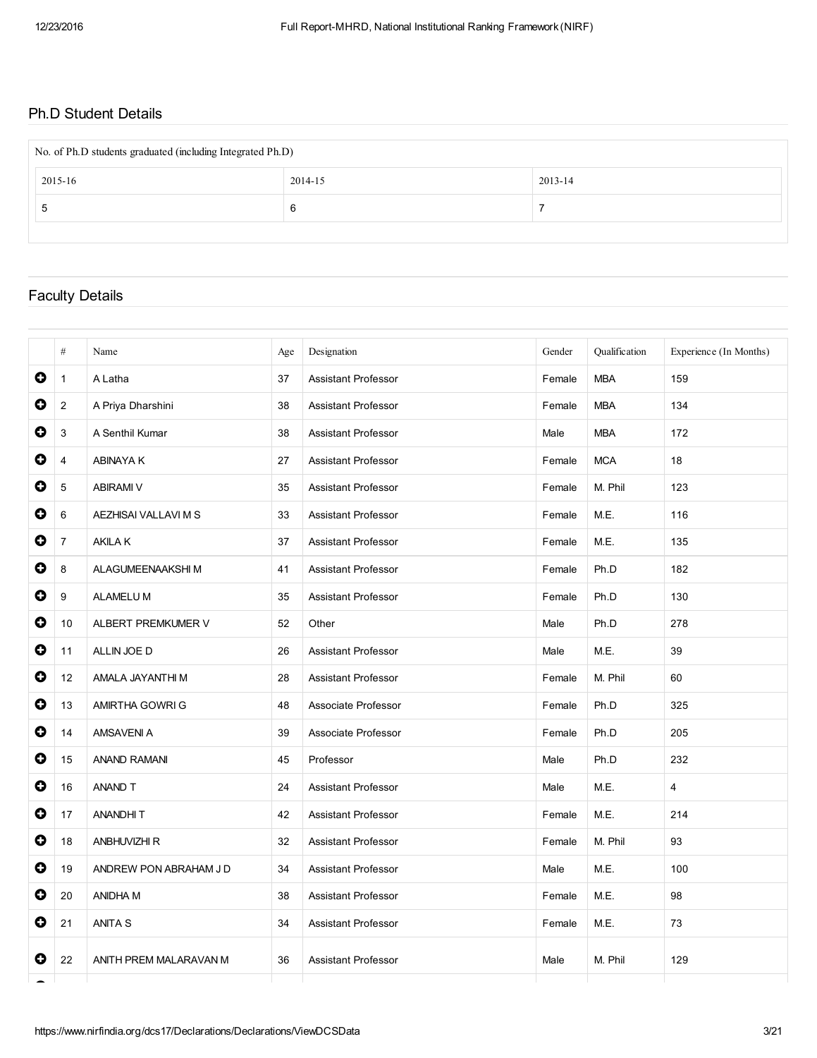## Ph.D Student Details

| No. of Ph.D students graduated (including Integrated Ph.D) | | |
|---|---|---|
| 2015-16 | 2014-15 | 2013-14 |
| 5 | 6 | 7 |

## Faculty Details

| # | Name | Age | Designation | Gender | Qualification | Experience (In Months) |
|---|---|---|---|---|---|---|
| 1 | A Latha | 37 | Assistant Professor | Female | MBA | 159 |
| 2 | A Priya Dharshini | 38 | Assistant Professor | Female | MBA | 134 |
| 3 | A Senthil Kumar | 38 | Assistant Professor | Male | MBA | 172 |
| 4 | ABINAYA K | 27 | Assistant Professor | Female | MCA | 18 |
| 5 | ABIRAMI V | 35 | Assistant Professor | Female | M. Phil | 123 |
| 6 | AEZHISAI VALLAVI M S | 33 | Assistant Professor | Female | M.E. | 116 |
| 7 | AKILA K | 37 | Assistant Professor | Female | M.E. | 135 |
| 8 | ALAGUMEENAAKSHI M | 41 | Assistant Professor | Female | Ph.D | 182 |
| 9 | ALAMELU M | 35 | Assistant Professor | Female | Ph.D | 130 |
| 10 | ALBERT PREMKUMER V | 52 | Other | Male | Ph.D | 278 |
| 11 | ALLIN JOE D | 26 | Assistant Professor | Male | M.E. | 39 |
| 12 | AMALA JAYANTHI M | 28 | Assistant Professor | Female | M. Phil | 60 |
| 13 | AMIRTHA GOWRI G | 48 | Associate Professor | Female | Ph.D | 325 |
| 14 | AMSAVENI A | 39 | Associate Professor | Female | Ph.D | 205 |
| 15 | ANAND RAMANI | 45 | Professor | Male | Ph.D | 232 |
| 16 | ANAND T | 24 | Assistant Professor | Male | M.E. | 4 |
| 17 | ANANDHI T | 42 | Assistant Professor | Female | M.E. | 214 |
| 18 | ANBHUVIZHI R | 32 | Assistant Professor | Female | M. Phil | 93 |
| 19 | ANDREW PON ABRAHAM J D | 34 | Assistant Professor | Male | M.E. | 100 |
| 20 | ANIDHA M | 38 | Assistant Professor | Female | M.E. | 98 |
| 21 | ANITA S | 34 | Assistant Professor | Female | M.E. | 73 |
| 22 | ANITH PREM MALARAVAN M | 36 | Assistant Professor | Male | M. Phil | 129 |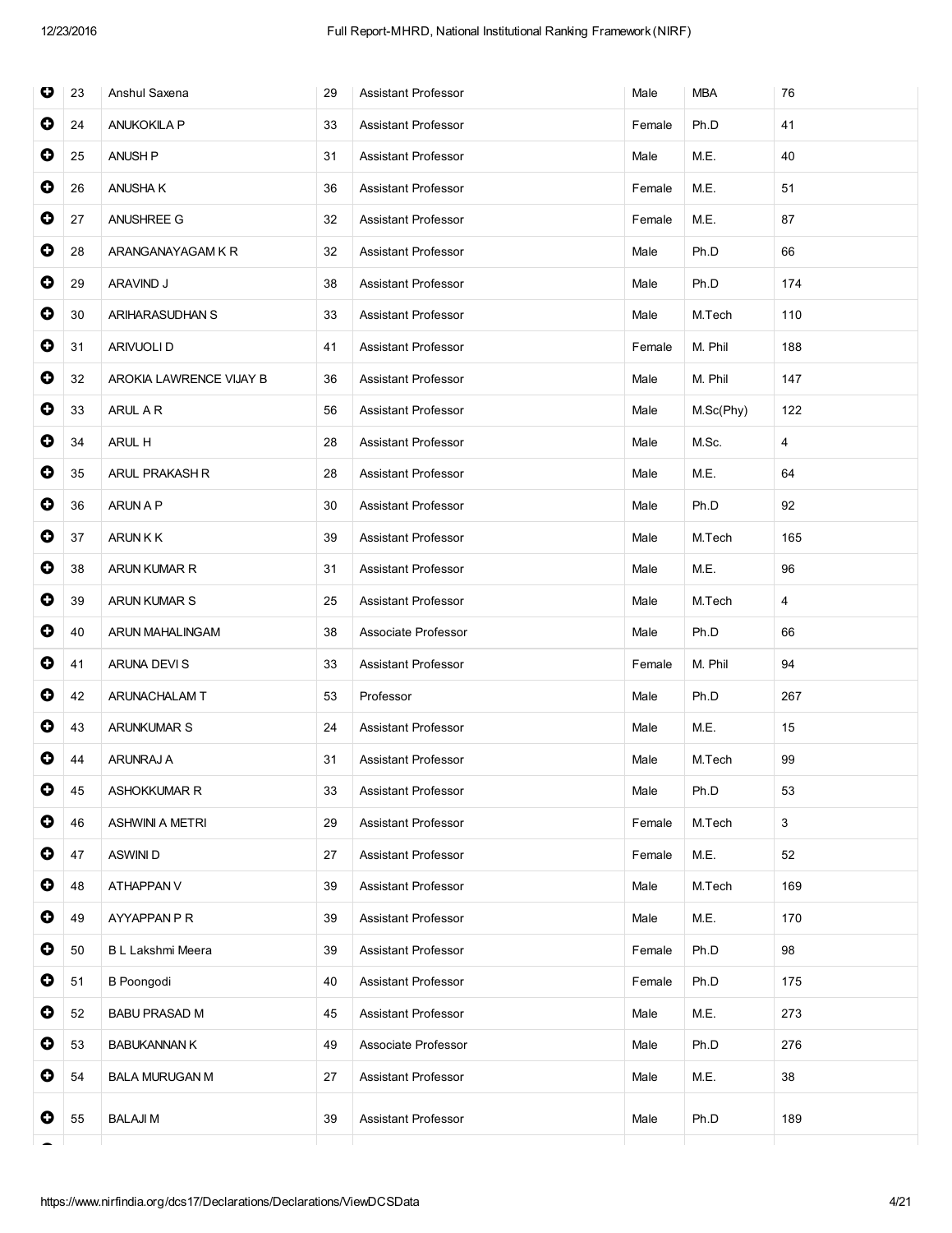|  |  |  |  |  |  |  |
|---|---|---|---|---|---|---|
| ⊕ | 23 | Anshul Saxena | 29 | Assistant Professor | Male | MBA | 76 |
| ⊕ | 24 | ANUKOKILA P | 33 | Assistant Professor | Female | Ph.D | 41 |
| ⊕ | 25 | ANUSH P | 31 | Assistant Professor | Male | M.E. | 40 |
| ⊕ | 26 | ANUSHA K | 36 | Assistant Professor | Female | M.E. | 51 |
| ⊕ | 27 | ANUSHREE G | 32 | Assistant Professor | Female | M.E. | 87 |
| ⊕ | 28 | ARANGANAYAGAM K R | 32 | Assistant Professor | Male | Ph.D | 66 |
| ⊕ | 29 | ARAVIND J | 38 | Assistant Professor | Male | Ph.D | 174 |
| ⊕ | 30 | ARIHARASUDHAN S | 33 | Assistant Professor | Male | M.Tech | 110 |
| ⊕ | 31 | ARIVUOLI D | 41 | Assistant Professor | Female | M. Phil | 188 |
| ⊕ | 32 | AROKIA LAWRENCE VIJAY B | 36 | Assistant Professor | Male | M. Phil | 147 |
| ⊕ | 33 | ARUL A R | 56 | Assistant Professor | Male | M.Sc(Phy) | 122 |
| ⊕ | 34 | ARUL H | 28 | Assistant Professor | Male | M.Sc. | 4 |
| ⊕ | 35 | ARUL PRAKASH R | 28 | Assistant Professor | Male | M.E. | 64 |
| ⊕ | 36 | ARUN A P | 30 | Assistant Professor | Male | Ph.D | 92 |
| ⊕ | 37 | ARUN K K | 39 | Assistant Professor | Male | M.Tech | 165 |
| ⊕ | 38 | ARUN KUMAR R | 31 | Assistant Professor | Male | M.E. | 96 |
| ⊕ | 39 | ARUN KUMAR S | 25 | Assistant Professor | Male | M.Tech | 4 |
| ⊕ | 40 | ARUN MAHALINGAM | 38 | Associate Professor | Male | Ph.D | 66 |
| ⊕ | 41 | ARUNA DEVI S | 33 | Assistant Professor | Female | M. Phil | 94 |
| ⊕ | 42 | ARUNACHALAM T | 53 | Professor | Male | Ph.D | 267 |
| ⊕ | 43 | ARUNKUMAR S | 24 | Assistant Professor | Male | M.E. | 15 |
| ⊕ | 44 | ARUNRAJ A | 31 | Assistant Professor | Male | M.Tech | 99 |
| ⊕ | 45 | ASHOKKUMAR R | 33 | Assistant Professor | Male | Ph.D | 53 |
| ⊕ | 46 | ASHWINI A METRI | 29 | Assistant Professor | Female | M.Tech | 3 |
| ⊕ | 47 | ASWINI D | 27 | Assistant Professor | Female | M.E. | 52 |
| ⊕ | 48 | ATHAPPAN V | 39 | Assistant Professor | Male | M.Tech | 169 |
| ⊕ | 49 | AYYAPPAN P R | 39 | Assistant Professor | Male | M.E. | 170 |
| ⊕ | 50 | B L Lakshmi Meera | 39 | Assistant Professor | Female | Ph.D | 98 |
| ⊕ | 51 | B Poongodi | 40 | Assistant Professor | Female | Ph.D | 175 |
| ⊕ | 52 | BABU PRASAD M | 45 | Assistant Professor | Male | M.E. | 273 |
| ⊕ | 53 | BABUKANNAN K | 49 | Associate Professor | Male | Ph.D | 276 |
| ⊕ | 54 | BALA MURUGAN M | 27 | Assistant Professor | Male | M.E. | 38 |
| ⊕ | 55 | BALAJI M | 39 | Assistant Professor | Male | Ph.D | 189 |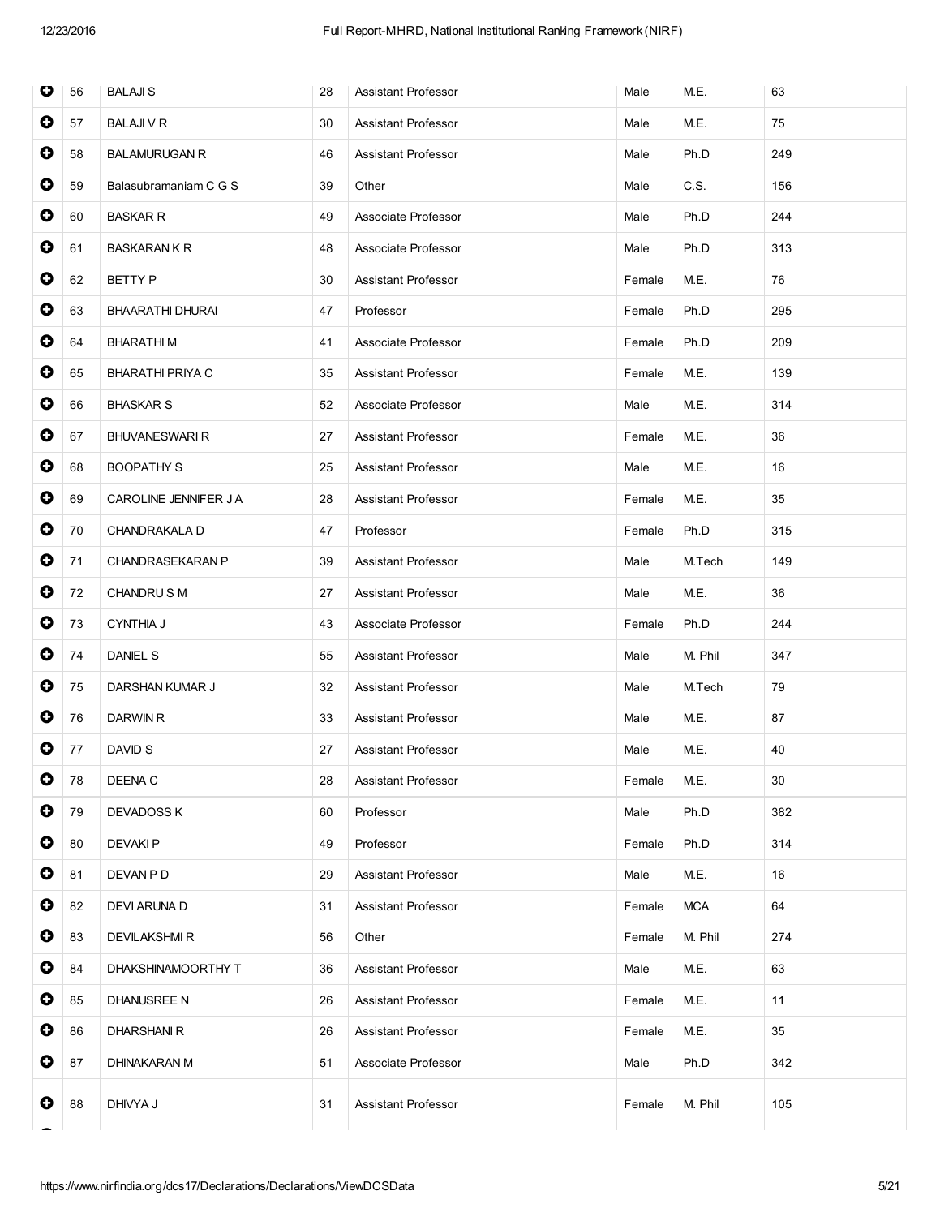| | No. | Name | Age | Designation | Gender | Qualification | Experience (in months) |
|---|---|---|---|---|---|---|---|
| ⊕ | 56 | BALAJI S | 28 | Assistant Professor | Male | M.E. | 63 |
| ⊕ | 57 | BALAJI V R | 30 | Assistant Professor | Male | M.E. | 75 |
| ⊕ | 58 | BALAMURUGAN R | 46 | Assistant Professor | Male | Ph.D | 249 |
| ⊕ | 59 | Balasubramaniam C G S | 39 | Other | Male | C.S. | 156 |
| ⊕ | 60 | BASKAR R | 49 | Associate Professor | Male | Ph.D | 244 |
| ⊕ | 61 | BASKARAN K R | 48 | Associate Professor | Male | Ph.D | 313 |
| ⊕ | 62 | BETTY P | 30 | Assistant Professor | Female | M.E. | 76 |
| ⊕ | 63 | BHAARATHI DHURAI | 47 | Professor | Female | Ph.D | 295 |
| ⊕ | 64 | BHARATHI M | 41 | Associate Professor | Female | Ph.D | 209 |
| ⊕ | 65 | BHARATHI PRIYA C | 35 | Assistant Professor | Female | M.E. | 139 |
| ⊕ | 66 | BHASKAR S | 52 | Associate Professor | Male | M.E. | 314 |
| ⊕ | 67 | BHUVANESWARI R | 27 | Assistant Professor | Female | M.E. | 36 |
| ⊕ | 68 | BOOPATHY S | 25 | Assistant Professor | Male | M.E. | 16 |
| ⊕ | 69 | CAROLINE JENNIFER J A | 28 | Assistant Professor | Female | M.E. | 35 |
| ⊕ | 70 | CHANDRAKALA D | 47 | Professor | Female | Ph.D | 315 |
| ⊕ | 71 | CHANDRASEKARAN P | 39 | Assistant Professor | Male | M.Tech | 149 |
| ⊕ | 72 | CHANDRU S M | 27 | Assistant Professor | Male | M.E. | 36 |
| ⊕ | 73 | CYNTHIA J | 43 | Associate Professor | Female | Ph.D | 244 |
| ⊕ | 74 | DANIEL S | 55 | Assistant Professor | Male | M. Phil | 347 |
| ⊕ | 75 | DARSHAN KUMAR J | 32 | Assistant Professor | Male | M.Tech | 79 |
| ⊕ | 76 | DARWIN R | 33 | Assistant Professor | Male | M.E. | 87 |
| ⊕ | 77 | DAVID S | 27 | Assistant Professor | Male | M.E. | 40 |
| ⊕ | 78 | DEENA C | 28 | Assistant Professor | Female | M.E. | 30 |
| ⊕ | 79 | DEVADOSS K | 60 | Professor | Male | Ph.D | 382 |
| ⊕ | 80 | DEVAKI P | 49 | Professor | Female | Ph.D | 314 |
| ⊕ | 81 | DEVAN P D | 29 | Assistant Professor | Male | M.E. | 16 |
| ⊕ | 82 | DEVI ARUNA D | 31 | Assistant Professor | Female | MCA | 64 |
| ⊕ | 83 | DEVILAKSHMI R | 56 | Other | Female | M. Phil | 274 |
| ⊕ | 84 | DHAKSHINAMOORTHY T | 36 | Assistant Professor | Male | M.E. | 63 |
| ⊕ | 85 | DHANUSREE N | 26 | Assistant Professor | Female | M.E. | 11 |
| ⊕ | 86 | DHARSHANI R | 26 | Assistant Professor | Female | M.E. | 35 |
| ⊕ | 87 | DHINAKARAN M | 51 | Associate Professor | Male | Ph.D | 342 |
| ⊕ | 88 | DHIVYA J | 31 | Assistant Professor | Female | M. Phil | 105 |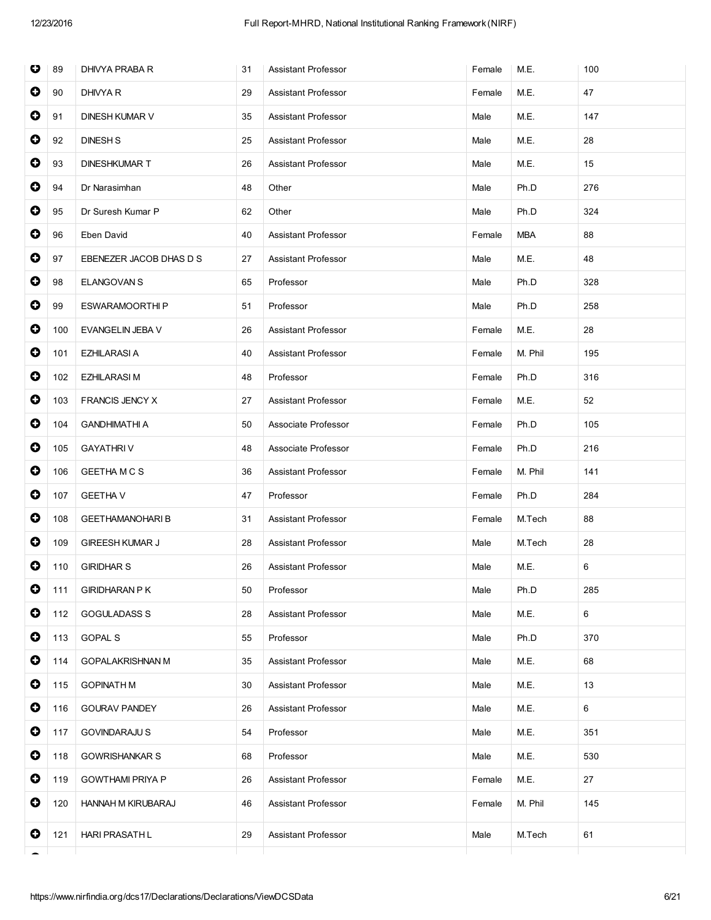| | | | | | | |
|---|---|---|---|---|---|---|
| 89 | DHIVYA PRABA R | 31 | Assistant Professor | Female | M.E. | 100 |
| 90 | DHIVYA R | 29 | Assistant Professor | Female | M.E. | 47 |
| 91 | DINESH KUMAR V | 35 | Assistant Professor | Male | M.E. | 147 |
| 92 | DINESH S | 25 | Assistant Professor | Male | M.E. | 28 |
| 93 | DINESHKUMAR T | 26 | Assistant Professor | Male | M.E. | 15 |
| 94 | Dr Narasimhan | 48 | Other | Male | Ph.D | 276 |
| 95 | Dr Suresh Kumar P | 62 | Other | Male | Ph.D | 324 |
| 96 | Eben David | 40 | Assistant Professor | Female | MBA | 88 |
| 97 | EBENEZER JACOB DHAS D S | 27 | Assistant Professor | Male | M.E. | 48 |
| 98 | ELANGOVAN S | 65 | Professor | Male | Ph.D | 328 |
| 99 | ESWARAMOORTHI P | 51 | Professor | Male | Ph.D | 258 |
| 100 | EVANGELIN JEBA V | 26 | Assistant Professor | Female | M.E. | 28 |
| 101 | EZHILARASI A | 40 | Assistant Professor | Female | M. Phil | 195 |
| 102 | EZHILARASI M | 48 | Professor | Female | Ph.D | 316 |
| 103 | FRANCIS JENCY X | 27 | Assistant Professor | Female | M.E. | 52 |
| 104 | GANDHIMATHI A | 50 | Associate Professor | Female | Ph.D | 105 |
| 105 | GAYATHRI V | 48 | Associate Professor | Female | Ph.D | 216 |
| 106 | GEETHA M C S | 36 | Assistant Professor | Female | M. Phil | 141 |
| 107 | GEETHA V | 47 | Professor | Female | Ph.D | 284 |
| 108 | GEETHAMANOHARI B | 31 | Assistant Professor | Female | M.Tech | 88 |
| 109 | GIREESH KUMAR J | 28 | Assistant Professor | Male | M.Tech | 28 |
| 110 | GIRIDHAR S | 26 | Assistant Professor | Male | M.E. | 6 |
| 111 | GIRIDHARAN P K | 50 | Professor | Male | Ph.D | 285 |
| 112 | GOGULADASS S | 28 | Assistant Professor | Male | M.E. | 6 |
| 113 | GOPAL S | 55 | Professor | Male | Ph.D | 370 |
| 114 | GOPALAKRISHNAN M | 35 | Assistant Professor | Male | M.E. | 68 |
| 115 | GOPINATH M | 30 | Assistant Professor | Male | M.E. | 13 |
| 116 | GOURAV PANDEY | 26 | Assistant Professor | Male | M.E. | 6 |
| 117 | GOVINDARAJU S | 54 | Professor | Male | M.E. | 351 |
| 118 | GOWRISHANKAR S | 68 | Professor | Male | M.E. | 530 |
| 119 | GOWTHAMI PRIYA P | 26 | Assistant Professor | Female | M.E. | 27 |
| 120 | HANNAH M KIRUBARAJ | 46 | Assistant Professor | Female | M. Phil | 145 |
| 121 | HARI PRASATH L | 29 | Assistant Professor | Male | M.Tech | 61 |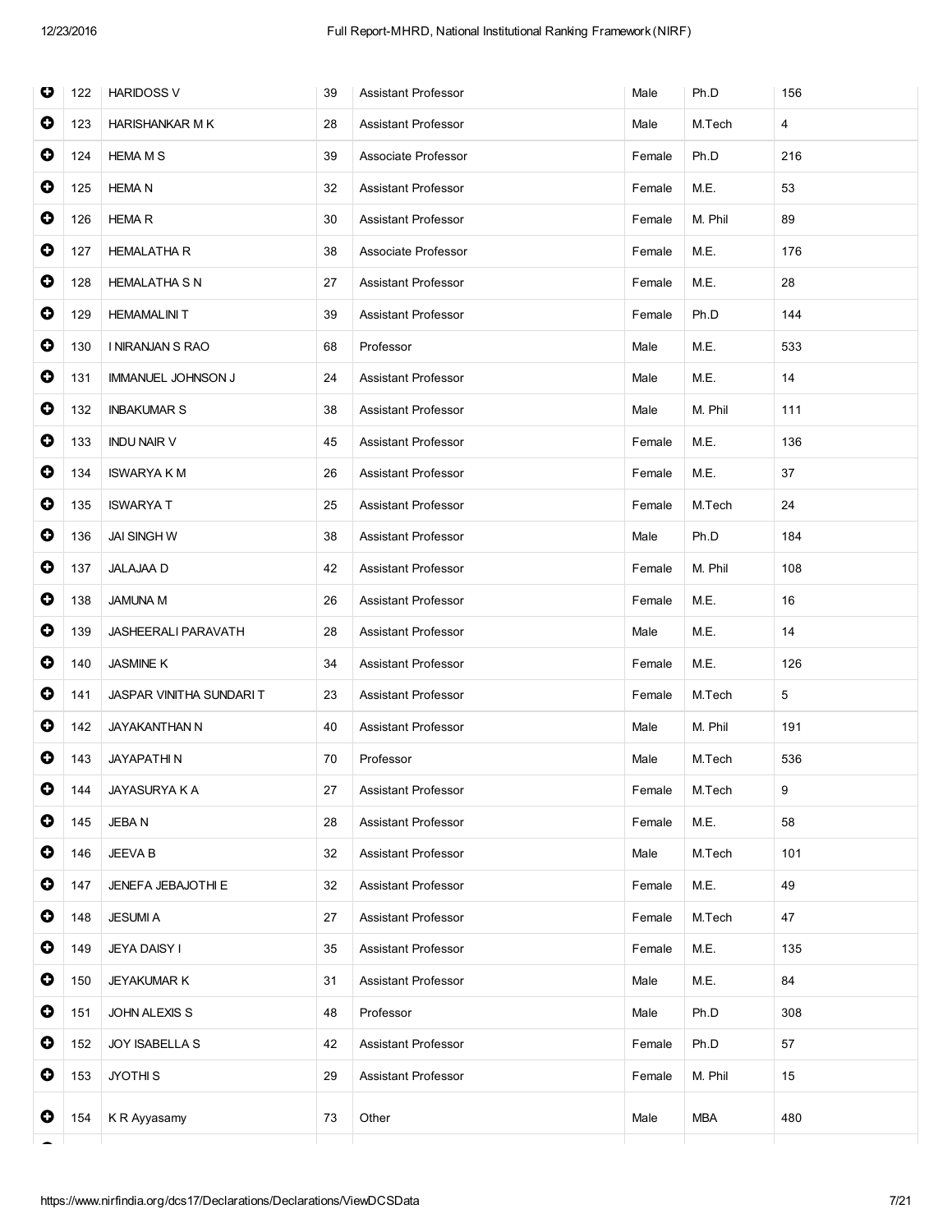| | | | | | | |
|---|---|---|---|---|---|---|
| 122 | HARIDOSS V | 39 | Assistant Professor | Male | Ph.D | 156 |
| 123 | HARISHANKAR M K | 28 | Assistant Professor | Male | M.Tech | 4 |
| 124 | HEMA M S | 39 | Associate Professor | Female | Ph.D | 216 |
| 125 | HEMA N | 32 | Assistant Professor | Female | M.E. | 53 |
| 126 | HEMA R | 30 | Assistant Professor | Female | M. Phil | 89 |
| 127 | HEMALATHA R | 38 | Associate Professor | Female | M.E. | 176 |
| 128 | HEMALATHA S N | 27 | Assistant Professor | Female | M.E. | 28 |
| 129 | HEMAMALINI T | 39 | Assistant Professor | Female | Ph.D | 144 |
| 130 | I NIRANJAN S RAO | 68 | Professor | Male | M.E. | 533 |
| 131 | IMMANUEL JOHNSON J | 24 | Assistant Professor | Male | M.E. | 14 |
| 132 | INBAKUMAR S | 38 | Assistant Professor | Male | M. Phil | 111 |
| 133 | INDU NAIR V | 45 | Assistant Professor | Female | M.E. | 136 |
| 134 | ISWARYA K M | 26 | Assistant Professor | Female | M.E. | 37 |
| 135 | ISWARYA T | 25 | Assistant Professor | Female | M.Tech | 24 |
| 136 | JAI SINGH W | 38 | Assistant Professor | Male | Ph.D | 184 |
| 137 | JALAJAA D | 42 | Assistant Professor | Female | M. Phil | 108 |
| 138 | JAMUNA M | 26 | Assistant Professor | Female | M.E. | 16 |
| 139 | JASHEERALI PARAVATH | 28 | Assistant Professor | Male | M.E. | 14 |
| 140 | JASMINE K | 34 | Assistant Professor | Female | M.E. | 126 |
| 141 | JASPAR VINITHA SUNDARI T | 23 | Assistant Professor | Female | M.Tech | 5 |
| 142 | JAYAKANTHAN N | 40 | Assistant Professor | Male | M. Phil | 191 |
| 143 | JAYAPATHI N | 70 | Professor | Male | M.Tech | 536 |
| 144 | JAYASURYA K A | 27 | Assistant Professor | Female | M.Tech | 9 |
| 145 | JEBA N | 28 | Assistant Professor | Female | M.E. | 58 |
| 146 | JEEVA B | 32 | Assistant Professor | Male | M.Tech | 101 |
| 147 | JENEFA JEBAJOTHI E | 32 | Assistant Professor | Female | M.E. | 49 |
| 148 | JESUMI A | 27 | Assistant Professor | Female | M.Tech | 47 |
| 149 | JEYA DAISY I | 35 | Assistant Professor | Female | M.E. | 135 |
| 150 | JEYAKUMAR K | 31 | Assistant Professor | Male | M.E. | 84 |
| 151 | JOHN ALEXIS S | 48 | Professor | Male | Ph.D | 308 |
| 152 | JOY ISABELLA S | 42 | Assistant Professor | Female | Ph.D | 57 |
| 153 | JYOTHI S | 29 | Assistant Professor | Female | M. Phil | 15 |
| 154 | K R Ayyasamy | 73 | Other | Male | MBA | 480 |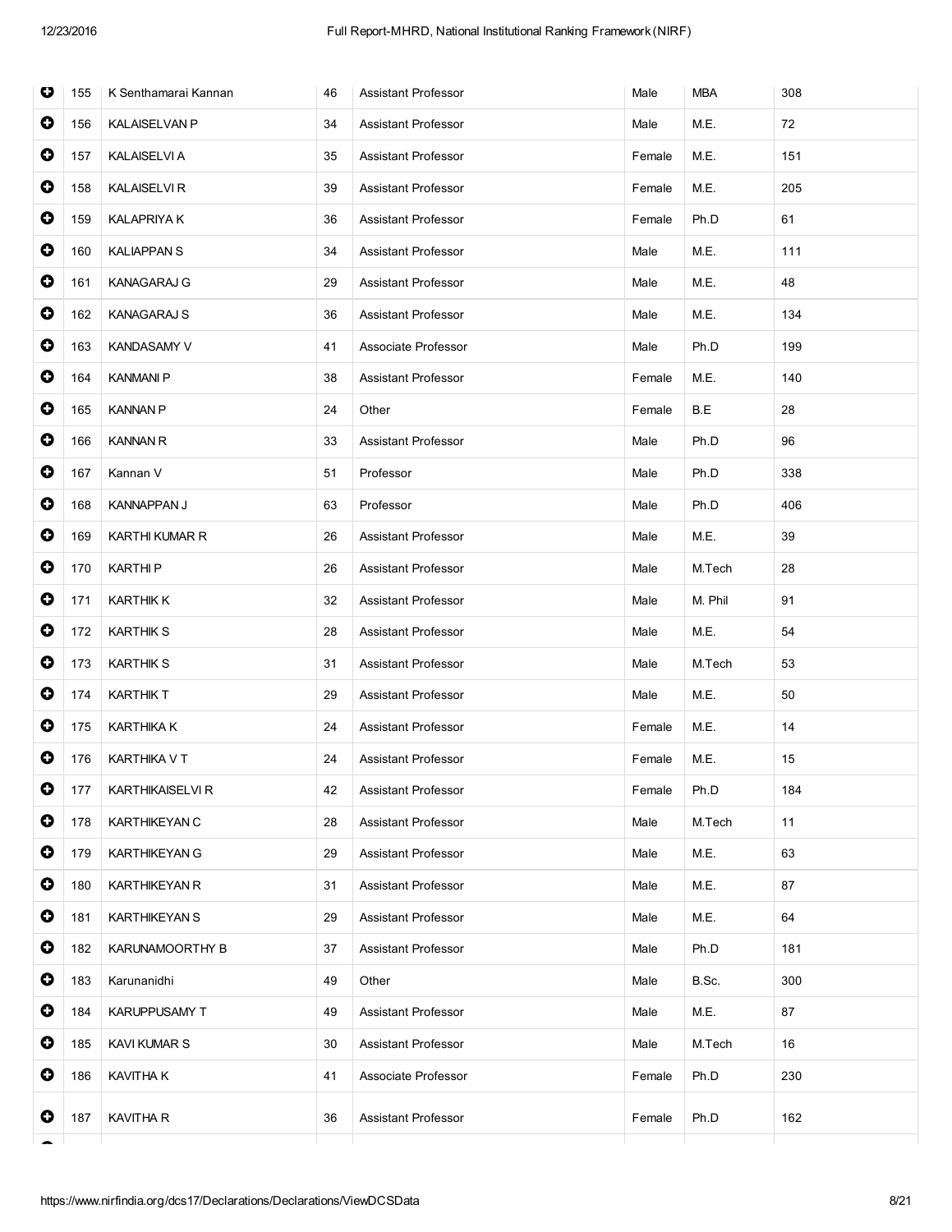| | | | | | | | |
|---|---|---|---|---|---|---|---|
| ⊕ | 155 | K Senthamarai Kannan | 46 | Assistant Professor | Male | MBA | 308 |
| ⊕ | 156 | KALAISELVAN P | 34 | Assistant Professor | Male | M.E. | 72 |
| ⊕ | 157 | KALAISELVI A | 35 | Assistant Professor | Female | M.E. | 151 |
| ⊕ | 158 | KALAISELVI R | 39 | Assistant Professor | Female | M.E. | 205 |
| ⊕ | 159 | KALAPRIYA K | 36 | Assistant Professor | Female | Ph.D | 61 |
| ⊕ | 160 | KALIAPPAN S | 34 | Assistant Professor | Male | M.E. | 111 |
| ⊕ | 161 | KANAGARAJ G | 29 | Assistant Professor | Male | M.E. | 48 |
| ⊕ | 162 | KANAGARAJ S | 36 | Assistant Professor | Male | M.E. | 134 |
| ⊕ | 163 | KANDASAMY V | 41 | Associate Professor | Male | Ph.D | 199 |
| ⊕ | 164 | KANMANI P | 38 | Assistant Professor | Female | M.E. | 140 |
| ⊕ | 165 | KANNAN P | 24 | Other | Female | B.E | 28 |
| ⊕ | 166 | KANNAN R | 33 | Assistant Professor | Male | Ph.D | 96 |
| ⊕ | 167 | Kannan V | 51 | Professor | Male | Ph.D | 338 |
| ⊕ | 168 | KANNAPPAN J | 63 | Professor | Male | Ph.D | 406 |
| ⊕ | 169 | KARTHI KUMAR R | 26 | Assistant Professor | Male | M.E. | 39 |
| ⊕ | 170 | KARTHI P | 26 | Assistant Professor | Male | M.Tech | 28 |
| ⊕ | 171 | KARTHIK K | 32 | Assistant Professor | Male | M. Phil | 91 |
| ⊕ | 172 | KARTHIK S | 28 | Assistant Professor | Male | M.E. | 54 |
| ⊕ | 173 | KARTHIK S | 31 | Assistant Professor | Male | M.Tech | 53 |
| ⊕ | 174 | KARTHIK T | 29 | Assistant Professor | Male | M.E. | 50 |
| ⊕ | 175 | KARTHIKA K | 24 | Assistant Professor | Female | M.E. | 14 |
| ⊕ | 176 | KARTHIKA V T | 24 | Assistant Professor | Female | M.E. | 15 |
| ⊕ | 177 | KARTHIKAISELVI R | 42 | Assistant Professor | Female | Ph.D | 184 |
| ⊕ | 178 | KARTHIKEYAN C | 28 | Assistant Professor | Male | M.Tech | 11 |
| ⊕ | 179 | KARTHIKEYAN G | 29 | Assistant Professor | Male | M.E. | 63 |
| ⊕ | 180 | KARTHIKEYAN R | 31 | Assistant Professor | Male | M.E. | 87 |
| ⊕ | 181 | KARTHIKEYAN S | 29 | Assistant Professor | Male | M.E. | 64 |
| ⊕ | 182 | KARUNAMOORTHY B | 37 | Assistant Professor | Male | Ph.D | 181 |
| ⊕ | 183 | Karunanidhi | 49 | Other | Male | B.Sc. | 300 |
| ⊕ | 184 | KARUPPUSAMY T | 49 | Assistant Professor | Male | M.E. | 87 |
| ⊕ | 185 | KAVI KUMAR S | 30 | Assistant Professor | Male | M.Tech | 16 |
| ⊕ | 186 | KAVITHA K | 41 | Associate Professor | Female | Ph.D | 230 |
| ⊕ | 187 | KAVITHA R | 36 | Assistant Professor | Female | Ph.D | 162 |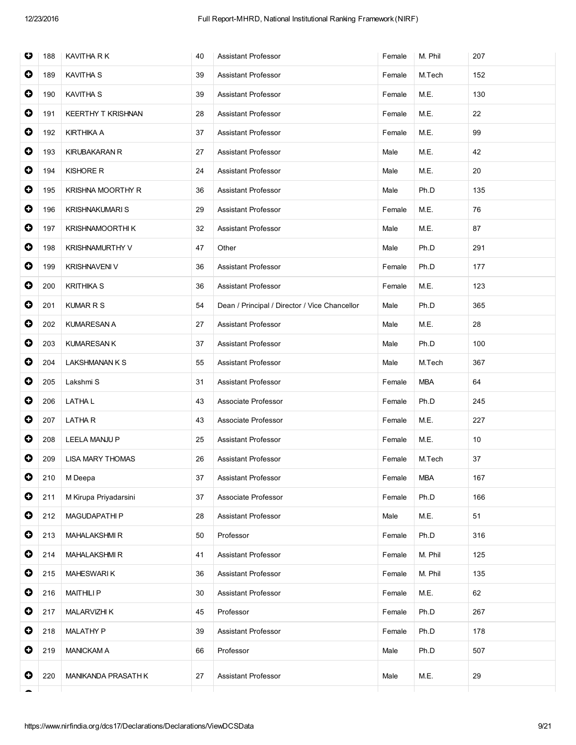| | | | | | | | |
|---|---|---|---|---|---|---|---|
| ➕ | 188 | KAVITHA R K | 40 | Assistant Professor | Female | M. Phil | 207 |
| ➕ | 189 | KAVITHA S | 39 | Assistant Professor | Female | M.Tech | 152 |
| ➕ | 190 | KAVITHA S | 39 | Assistant Professor | Female | M.E. | 130 |
| ➕ | 191 | KEERTHY T KRISHNAN | 28 | Assistant Professor | Female | M.E. | 22 |
| ➕ | 192 | KIRTHIKA A | 37 | Assistant Professor | Female | M.E. | 99 |
| ➕ | 193 | KIRUBAKARAN R | 27 | Assistant Professor | Male | M.E. | 42 |
| ➕ | 194 | KISHORE R | 24 | Assistant Professor | Male | M.E. | 20 |
| ➕ | 195 | KRISHNA MOORTHY R | 36 | Assistant Professor | Male | Ph.D | 135 |
| ➕ | 196 | KRISHNAKUMARI S | 29 | Assistant Professor | Female | M.E. | 76 |
| ➕ | 197 | KRISHNAMOORTHI K | 32 | Assistant Professor | Male | M.E. | 87 |
| ➕ | 198 | KRISHNAMURTHY V | 47 | Other | Male | Ph.D | 291 |
| ➕ | 199 | KRISHNAVENI V | 36 | Assistant Professor | Female | Ph.D | 177 |
| ➕ | 200 | KRITHIKA S | 36 | Assistant Professor | Female | M.E. | 123 |
| ➕ | 201 | KUMAR R S | 54 | Dean / Principal / Director / Vice Chancellor | Male | Ph.D | 365 |
| ➕ | 202 | KUMARESAN A | 27 | Assistant Professor | Male | M.E. | 28 |
| ➕ | 203 | KUMARESAN K | 37 | Assistant Professor | Male | Ph.D | 100 |
| ➕ | 204 | LAKSHMANAN K S | 55 | Assistant Professor | Male | M.Tech | 367 |
| ➕ | 205 | Lakshmi S | 31 | Assistant Professor | Female | MBA | 64 |
| ➕ | 206 | LATHA L | 43 | Associate Professor | Female | Ph.D | 245 |
| ➕ | 207 | LATHA R | 43 | Associate Professor | Female | M.E. | 227 |
| ➕ | 208 | LEELA MANJU P | 25 | Assistant Professor | Female | M.E. | 10 |
| ➕ | 209 | LISA MARY THOMAS | 26 | Assistant Professor | Female | M.Tech | 37 |
| ➕ | 210 | M Deepa | 37 | Assistant Professor | Female | MBA | 167 |
| ➕ | 211 | M Kirupa Priyadarsini | 37 | Associate Professor | Female | Ph.D | 166 |
| ➕ | 212 | MAGUDAPATHI P | 28 | Assistant Professor | Male | M.E. | 51 |
| ➕ | 213 | MAHALAKSHMI R | 50 | Professor | Female | Ph.D | 316 |
| ➕ | 214 | MAHALAKSHMI R | 41 | Assistant Professor | Female | M. Phil | 125 |
| ➕ | 215 | MAHESWARI K | 36 | Assistant Professor | Female | M. Phil | 135 |
| ➕ | 216 | MAITHILI P | 30 | Assistant Professor | Female | M.E. | 62 |
| ➕ | 217 | MALARVIZHI K | 45 | Professor | Female | Ph.D | 267 |
| ➕ | 218 | MALATHY P | 39 | Assistant Professor | Female | Ph.D | 178 |
| ➕ | 219 | MANICKAM A | 66 | Professor | Male | Ph.D | 507 |
| ➕ | 220 | MANIKANDA PRASATH K | 27 | Assistant Professor | Male | M.E. | 29 |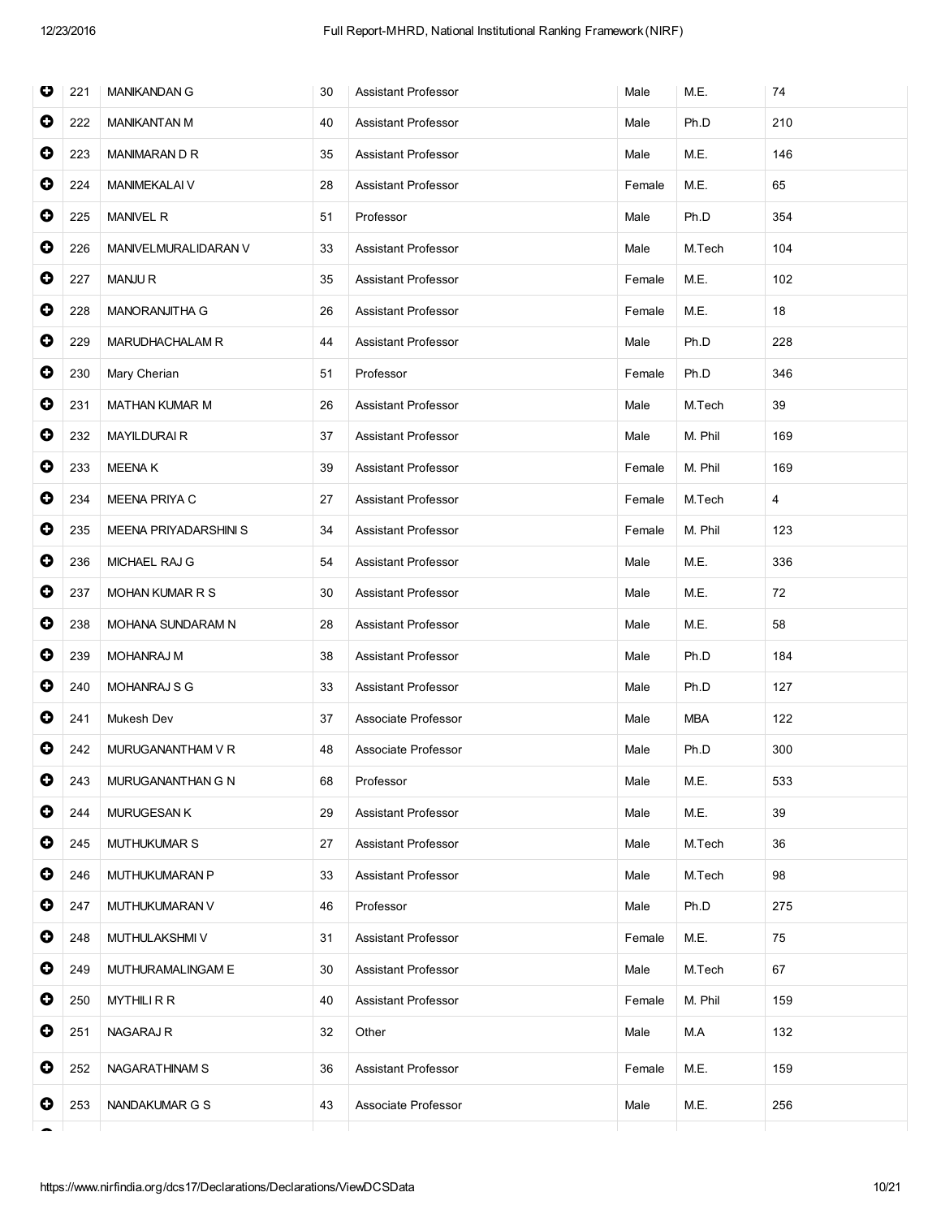| | | | | | | | |
|---|---|---|---|---|---|---|---|
| ⊕ | 221 | MANIKANDAN G | 30 | Assistant Professor | Male | M.E. | 74 |
| ⊕ | 222 | MANIKANTAN M | 40 | Assistant Professor | Male | Ph.D | 210 |
| ⊕ | 223 | MANIMARAN D R | 35 | Assistant Professor | Male | M.E. | 146 |
| ⊕ | 224 | MANIMEKALAI V | 28 | Assistant Professor | Female | M.E. | 65 |
| ⊕ | 225 | MANIVEL R | 51 | Professor | Male | Ph.D | 354 |
| ⊕ | 226 | MANIVELMURALIDARAN V | 33 | Assistant Professor | Male | M.Tech | 104 |
| ⊕ | 227 | MANJU R | 35 | Assistant Professor | Female | M.E. | 102 |
| ⊕ | 228 | MANORANJITHA G | 26 | Assistant Professor | Female | M.E. | 18 |
| ⊕ | 229 | MARUDHACHALAM R | 44 | Assistant Professor | Male | Ph.D | 228 |
| ⊕ | 230 | Mary Cherian | 51 | Professor | Female | Ph.D | 346 |
| ⊕ | 231 | MATHAN KUMAR M | 26 | Assistant Professor | Male | M.Tech | 39 |
| ⊕ | 232 | MAYILDURAI R | 37 | Assistant Professor | Male | M. Phil | 169 |
| ⊕ | 233 | MEENA K | 39 | Assistant Professor | Female | M. Phil | 169 |
| ⊕ | 234 | MEENA PRIYA C | 27 | Assistant Professor | Female | M.Tech | 4 |
| ⊕ | 235 | MEENA PRIYADARSHINI S | 34 | Assistant Professor | Female | M. Phil | 123 |
| ⊕ | 236 | MICHAEL RAJ G | 54 | Assistant Professor | Male | M.E. | 336 |
| ⊕ | 237 | MOHAN KUMAR R S | 30 | Assistant Professor | Male | M.E. | 72 |
| ⊕ | 238 | MOHANA SUNDARAM N | 28 | Assistant Professor | Male | M.E. | 58 |
| ⊕ | 239 | MOHANRAJ M | 38 | Assistant Professor | Male | Ph.D | 184 |
| ⊕ | 240 | MOHANRAJ S G | 33 | Assistant Professor | Male | Ph.D | 127 |
| ⊕ | 241 | Mukesh Dev | 37 | Associate Professor | Male | MBA | 122 |
| ⊕ | 242 | MURUGANANTHAM V R | 48 | Associate Professor | Male | Ph.D | 300 |
| ⊕ | 243 | MURUGANANTHAN G N | 68 | Professor | Male | M.E. | 533 |
| ⊕ | 244 | MURUGESAN K | 29 | Assistant Professor | Male | M.E. | 39 |
| ⊕ | 245 | MUTHUKUMAR S | 27 | Assistant Professor | Male | M.Tech | 36 |
| ⊕ | 246 | MUTHUKUMARAN P | 33 | Assistant Professor | Male | M.Tech | 98 |
| ⊕ | 247 | MUTHUKUMARAN V | 46 | Professor | Male | Ph.D | 275 |
| ⊕ | 248 | MUTHULAKSHMI V | 31 | Assistant Professor | Female | M.E. | 75 |
| ⊕ | 249 | MUTHURAMALINGAM E | 30 | Assistant Professor | Male | M.Tech | 67 |
| ⊕ | 250 | MYTHILI R R | 40 | Assistant Professor | Female | M. Phil | 159 |
| ⊕ | 251 | NAGARAJ R | 32 | Other | Male | M.A | 132 |
| ⊕ | 252 | NAGARATHINAM S | 36 | Assistant Professor | Female | M.E. | 159 |
| ⊕ | 253 | NANDAKUMAR G S | 43 | Associate Professor | Male | M.E. | 256 |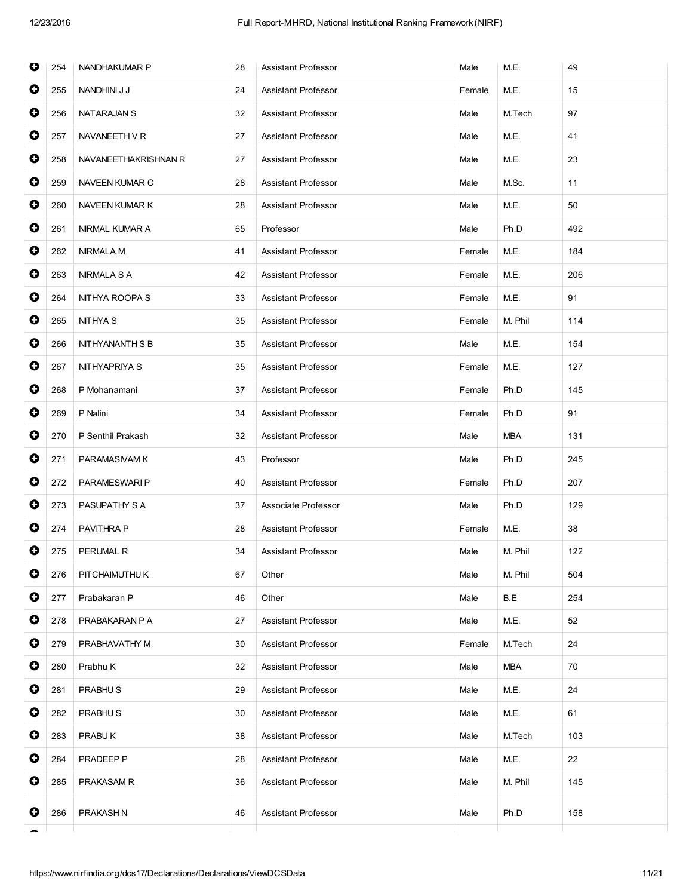| | | | | | | | |
|---|---|---|---|---|---|---|---|
| ⊕ | 254 | NANDHAKUMAR P | 28 | Assistant Professor | Male | M.E. | 49 |
| ⊕ | 255 | NANDHINI J J | 24 | Assistant Professor | Female | M.E. | 15 |
| ⊕ | 256 | NATARAJAN S | 32 | Assistant Professor | Male | M.Tech | 97 |
| ⊕ | 257 | NAVANEETH V R | 27 | Assistant Professor | Male | M.E. | 41 |
| ⊕ | 258 | NAVANEETHAKRISHNAN R | 27 | Assistant Professor | Male | M.E. | 23 |
| ⊕ | 259 | NAVEEN KUMAR C | 28 | Assistant Professor | Male | M.Sc. | 11 |
| ⊕ | 260 | NAVEEN KUMAR K | 28 | Assistant Professor | Male | M.E. | 50 |
| ⊕ | 261 | NIRMAL KUMAR A | 65 | Professor | Male | Ph.D | 492 |
| ⊕ | 262 | NIRMALA M | 41 | Assistant Professor | Female | M.E. | 184 |
| ⊕ | 263 | NIRMALA S A | 42 | Assistant Professor | Female | M.E. | 206 |
| ⊕ | 264 | NITHYA ROOPA S | 33 | Assistant Professor | Female | M.E. | 91 |
| ⊕ | 265 | NITHYA S | 35 | Assistant Professor | Female | M. Phil | 114 |
| ⊕ | 266 | NITHYANANTH S B | 35 | Assistant Professor | Male | M.E. | 154 |
| ⊕ | 267 | NITHYAPRIYA S | 35 | Assistant Professor | Female | M.E. | 127 |
| ⊕ | 268 | P Mohanamani | 37 | Assistant Professor | Female | Ph.D | 145 |
| ⊕ | 269 | P Nalini | 34 | Assistant Professor | Female | Ph.D | 91 |
| ⊕ | 270 | P Senthil Prakash | 32 | Assistant Professor | Male | MBA | 131 |
| ⊕ | 271 | PARAMASIVAM K | 43 | Professor | Male | Ph.D | 245 |
| ⊕ | 272 | PARAMESWARI P | 40 | Assistant Professor | Female | Ph.D | 207 |
| ⊕ | 273 | PASUPATHY S A | 37 | Associate Professor | Male | Ph.D | 129 |
| ⊕ | 274 | PAVITHRA P | 28 | Assistant Professor | Female | M.E. | 38 |
| ⊕ | 275 | PERUMAL R | 34 | Assistant Professor | Male | M. Phil | 122 |
| ⊕ | 276 | PITCHAIMUTHU K | 67 | Other | Male | M. Phil | 504 |
| ⊕ | 277 | Prabakaran P | 46 | Other | Male | B.E | 254 |
| ⊕ | 278 | PRABAKARAN P A | 27 | Assistant Professor | Male | M.E. | 52 |
| ⊕ | 279 | PRABHAVATHY M | 30 | Assistant Professor | Female | M.Tech | 24 |
| ⊕ | 280 | Prabhu K | 32 | Assistant Professor | Male | MBA | 70 |
| ⊕ | 281 | PRABHU S | 29 | Assistant Professor | Male | M.E. | 24 |
| ⊕ | 282 | PRABHU S | 30 | Assistant Professor | Male | M.E. | 61 |
| ⊕ | 283 | PRABU K | 38 | Assistant Professor | Male | M.Tech | 103 |
| ⊕ | 284 | PRADEEP P | 28 | Assistant Professor | Male | M.E. | 22 |
| ⊕ | 285 | PRAKASAM R | 36 | Assistant Professor | Male | M. Phil | 145 |
| ⊕ | 286 | PRAKASH N | 46 | Assistant Professor | Male | Ph.D | 158 |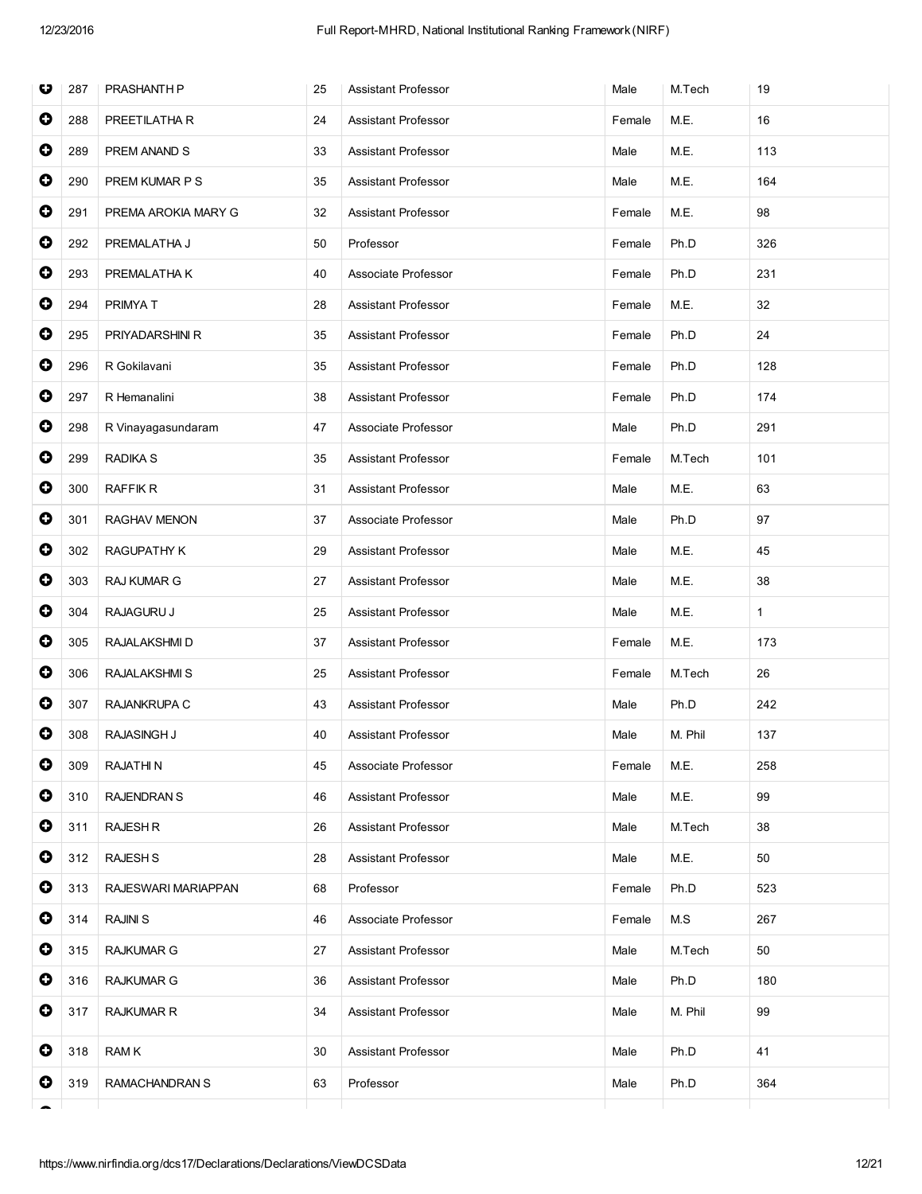| | | | | | | | |
|---|---|---|---|---|---|---|---|
| ⊕ | 287 | PRASHANTH P | 25 | Assistant Professor | Male | M.Tech | 19 |
| ⊕ | 288 | PREETILATHA R | 24 | Assistant Professor | Female | M.E. | 16 |
| ⊕ | 289 | PREM ANAND S | 33 | Assistant Professor | Male | M.E. | 113 |
| ⊕ | 290 | PREM KUMAR P S | 35 | Assistant Professor | Male | M.E. | 164 |
| ⊕ | 291 | PREMA AROKIA MARY G | 32 | Assistant Professor | Female | M.E. | 98 |
| ⊕ | 292 | PREMALATHA J | 50 | Professor | Female | Ph.D | 326 |
| ⊕ | 293 | PREMALATHA K | 40 | Associate Professor | Female | Ph.D | 231 |
| ⊕ | 294 | PRIMYA T | 28 | Assistant Professor | Female | M.E. | 32 |
| ⊕ | 295 | PRIYADARSHINI R | 35 | Assistant Professor | Female | Ph.D | 24 |
| ⊕ | 296 | R Gokilavani | 35 | Assistant Professor | Female | Ph.D | 128 |
| ⊕ | 297 | R Hemanalini | 38 | Assistant Professor | Female | Ph.D | 174 |
| ⊕ | 298 | R Vinayagasundaram | 47 | Associate Professor | Male | Ph.D | 291 |
| ⊕ | 299 | RADIKA S | 35 | Assistant Professor | Female | M.Tech | 101 |
| ⊕ | 300 | RAFFIK R | 31 | Assistant Professor | Male | M.E. | 63 |
| ⊕ | 301 | RAGHAV MENON | 37 | Associate Professor | Male | Ph.D | 97 |
| ⊕ | 302 | RAGUPATHY K | 29 | Assistant Professor | Male | M.E. | 45 |
| ⊕ | 303 | RAJ KUMAR G | 27 | Assistant Professor | Male | M.E. | 38 |
| ⊕ | 304 | RAJAGURU J | 25 | Assistant Professor | Male | M.E. | 1 |
| ⊕ | 305 | RAJALAKSHMI D | 37 | Assistant Professor | Female | M.E. | 173 |
| ⊕ | 306 | RAJALAKSHMI S | 25 | Assistant Professor | Female | M.Tech | 26 |
| ⊕ | 307 | RAJANKRUPA C | 43 | Assistant Professor | Male | Ph.D | 242 |
| ⊕ | 308 | RAJASINGH J | 40 | Assistant Professor | Male | M. Phil | 137 |
| ⊕ | 309 | RAJATHI N | 45 | Associate Professor | Female | M.E. | 258 |
| ⊕ | 310 | RAJENDRAN S | 46 | Assistant Professor | Male | M.E. | 99 |
| ⊕ | 311 | RAJESH R | 26 | Assistant Professor | Male | M.Tech | 38 |
| ⊕ | 312 | RAJESH S | 28 | Assistant Professor | Male | M.E. | 50 |
| ⊕ | 313 | RAJESWARI MARIAPPAN | 68 | Professor | Female | Ph.D | 523 |
| ⊕ | 314 | RAJINI S | 46 | Associate Professor | Female | M.S | 267 |
| ⊕ | 315 | RAJKUMAR G | 27 | Assistant Professor | Male | M.Tech | 50 |
| ⊕ | 316 | RAJKUMAR G | 36 | Assistant Professor | Male | Ph.D | 180 |
| ⊕ | 317 | RAJKUMAR R | 34 | Assistant Professor | Male | M. Phil | 99 |
| ⊕ | 318 | RAM K | 30 | Assistant Professor | Male | Ph.D | 41 |
| ⊕ | 319 | RAMACHANDRAN S | 63 | Professor | Male | Ph.D | 364 |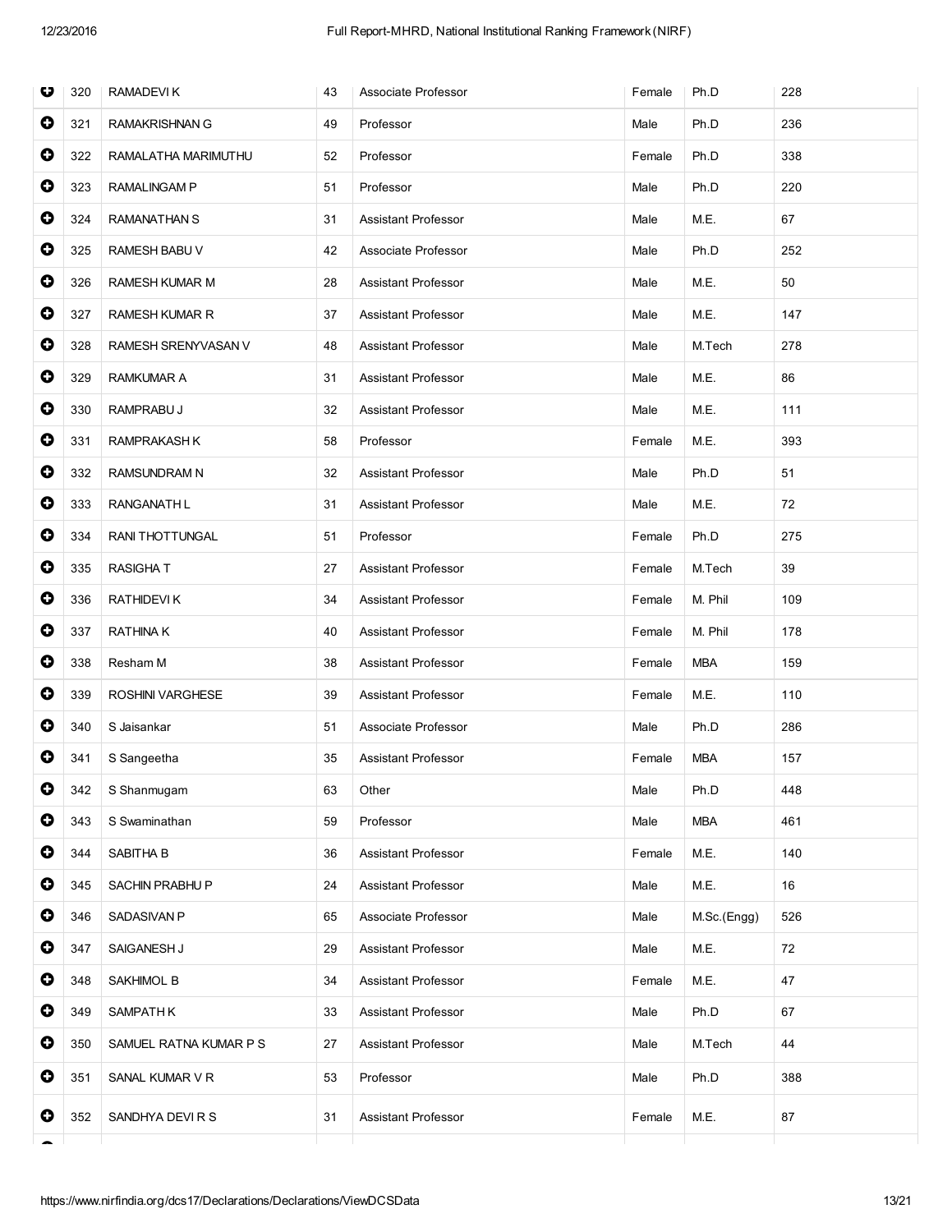| | | | | | | | |
|---|---|---|---|---|---|---|---|
| ⊕ | 320 | RAMADEVI K | 43 | Associate Professor | Female | Ph.D | 228 |
| ⊕ | 321 | RAMAKRISHNAN G | 49 | Professor | Male | Ph.D | 236 |
| ⊕ | 322 | RAMALATHA MARIMUTHU | 52 | Professor | Female | Ph.D | 338 |
| ⊕ | 323 | RAMALINGAM P | 51 | Professor | Male | Ph.D | 220 |
| ⊕ | 324 | RAMANATHAN S | 31 | Assistant Professor | Male | M.E. | 67 |
| ⊕ | 325 | RAMESH BABU V | 42 | Associate Professor | Male | Ph.D | 252 |
| ⊕ | 326 | RAMESH KUMAR M | 28 | Assistant Professor | Male | M.E. | 50 |
| ⊕ | 327 | RAMESH KUMAR R | 37 | Assistant Professor | Male | M.E. | 147 |
| ⊕ | 328 | RAMESH SRENYVASAN V | 48 | Assistant Professor | Male | M.Tech | 278 |
| ⊕ | 329 | RAMKUMAR A | 31 | Assistant Professor | Male | M.E. | 86 |
| ⊕ | 330 | RAMPRABU J | 32 | Assistant Professor | Male | M.E. | 111 |
| ⊕ | 331 | RAMPRAKASH K | 58 | Professor | Female | M.E. | 393 |
| ⊕ | 332 | RAMSUNDRAM N | 32 | Assistant Professor | Male | Ph.D | 51 |
| ⊕ | 333 | RANGANATH L | 31 | Assistant Professor | Male | M.E. | 72 |
| ⊕ | 334 | RANI THOTTUNGAL | 51 | Professor | Female | Ph.D | 275 |
| ⊕ | 335 | RASIGHA T | 27 | Assistant Professor | Female | M.Tech | 39 |
| ⊕ | 336 | RATHIDEVI K | 34 | Assistant Professor | Female | M. Phil | 109 |
| ⊕ | 337 | RATHINA K | 40 | Assistant Professor | Female | M. Phil | 178 |
| ⊕ | 338 | Resham M | 38 | Assistant Professor | Female | MBA | 159 |
| ⊕ | 339 | ROSHINI VARGHESE | 39 | Assistant Professor | Female | M.E. | 110 |
| ⊕ | 340 | S Jaisankar | 51 | Associate Professor | Male | Ph.D | 286 |
| ⊕ | 341 | S Sangeetha | 35 | Assistant Professor | Female | MBA | 157 |
| ⊕ | 342 | S Shanmugam | 63 | Other | Male | Ph.D | 448 |
| ⊕ | 343 | S Swaminathan | 59 | Professor | Male | MBA | 461 |
| ⊕ | 344 | SABITHA B | 36 | Assistant Professor | Female | M.E. | 140 |
| ⊕ | 345 | SACHIN PRABHU P | 24 | Assistant Professor | Male | M.E. | 16 |
| ⊕ | 346 | SADASIVAN P | 65 | Associate Professor | Male | M.Sc.(Engg) | 526 |
| ⊕ | 347 | SAIGANESH J | 29 | Assistant Professor | Male | M.E. | 72 |
| ⊕ | 348 | SAKHIMOL B | 34 | Assistant Professor | Female | M.E. | 47 |
| ⊕ | 349 | SAMPATH K | 33 | Assistant Professor | Male | Ph.D | 67 |
| ⊕ | 350 | SAMUEL RATNA KUMAR P S | 27 | Assistant Professor | Male | M.Tech | 44 |
| ⊕ | 351 | SANAL KUMAR V R | 53 | Professor | Male | Ph.D | 388 |
| ⊕ | 352 | SANDHYA DEVI R S | 31 | Assistant Professor | Female | M.E. | 87 |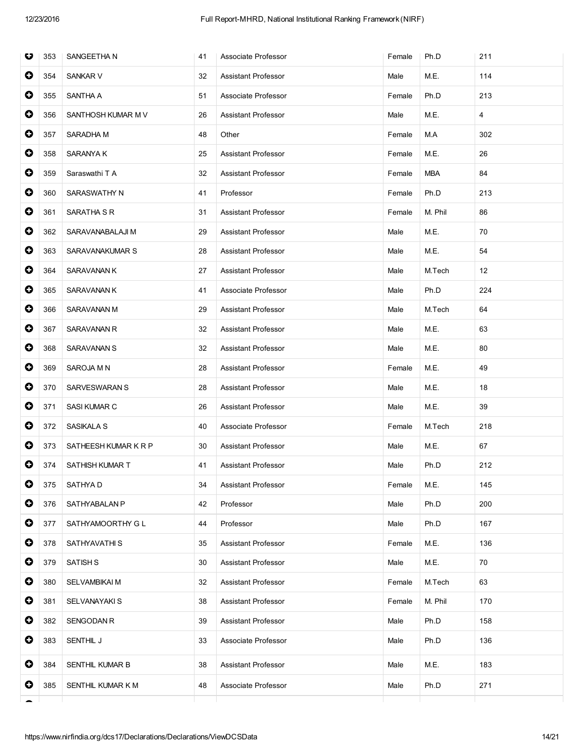| | | | | | | | |
|---|---|---|---|---|---|---|---|
| ⊕ | 353 | SANGEETHA N | 41 | Associate Professor | Female | Ph.D | 211 |
| ⊕ | 354 | SANKAR V | 32 | Assistant Professor | Male | M.E. | 114 |
| ⊕ | 355 | SANTHA A | 51 | Associate Professor | Female | Ph.D | 213 |
| ⊕ | 356 | SANTHOSH KUMAR M V | 26 | Assistant Professor | Male | M.E. | 4 |
| ⊕ | 357 | SARADHA M | 48 | Other | Female | M.A | 302 |
| ⊕ | 358 | SARANYA K | 25 | Assistant Professor | Female | M.E. | 26 |
| ⊕ | 359 | Saraswathi T A | 32 | Assistant Professor | Female | MBA | 84 |
| ⊕ | 360 | SARASWATHY N | 41 | Professor | Female | Ph.D | 213 |
| ⊕ | 361 | SARATHA S R | 31 | Assistant Professor | Female | M. Phil | 86 |
| ⊕ | 362 | SARAVANABALAJI M | 29 | Assistant Professor | Male | M.E. | 70 |
| ⊕ | 363 | SARAVANAKUMAR S | 28 | Assistant Professor | Male | M.E. | 54 |
| ⊕ | 364 | SARAVANAN K | 27 | Assistant Professor | Male | M.Tech | 12 |
| ⊕ | 365 | SARAVANAN K | 41 | Associate Professor | Male | Ph.D | 224 |
| ⊕ | 366 | SARAVANAN M | 29 | Assistant Professor | Male | M.Tech | 64 |
| ⊕ | 367 | SARAVANAN R | 32 | Assistant Professor | Male | M.E. | 63 |
| ⊕ | 368 | SARAVANAN S | 32 | Assistant Professor | Male | M.E. | 80 |
| ⊕ | 369 | SAROJA M N | 28 | Assistant Professor | Female | M.E. | 49 |
| ⊕ | 370 | SARVESWARAN S | 28 | Assistant Professor | Male | M.E. | 18 |
| ⊕ | 371 | SASI KUMAR C | 26 | Assistant Professor | Male | M.E. | 39 |
| ⊕ | 372 | SASIKALA S | 40 | Associate Professor | Female | M.Tech | 218 |
| ⊕ | 373 | SATHEESH KUMAR K R P | 30 | Assistant Professor | Male | M.E. | 67 |
| ⊕ | 374 | SATHISH KUMAR T | 41 | Assistant Professor | Male | Ph.D | 212 |
| ⊕ | 375 | SATHYA D | 34 | Assistant Professor | Female | M.E. | 145 |
| ⊕ | 376 | SATHYABALAN P | 42 | Professor | Male | Ph.D | 200 |
| ⊕ | 377 | SATHYAMOORTHY G L | 44 | Professor | Male | Ph.D | 167 |
| ⊕ | 378 | SATHYAVATHI S | 35 | Assistant Professor | Female | M.E. | 136 |
| ⊕ | 379 | SATISH S | 30 | Assistant Professor | Male | M.E. | 70 |
| ⊕ | 380 | SELVAMBIKAI M | 32 | Assistant Professor | Female | M.Tech | 63 |
| ⊕ | 381 | SELVANAYAKI S | 38 | Assistant Professor | Female | M. Phil | 170 |
| ⊕ | 382 | SENGODAN R | 39 | Assistant Professor | Male | Ph.D | 158 |
| ⊕ | 383 | SENTHIL J | 33 | Associate Professor | Male | Ph.D | 136 |
| ⊕ | 384 | SENTHIL KUMAR B | 38 | Assistant Professor | Male | M.E. | 183 |
| ⊕ | 385 | SENTHIL KUMAR K M | 48 | Associate Professor | Male | Ph.D | 271 |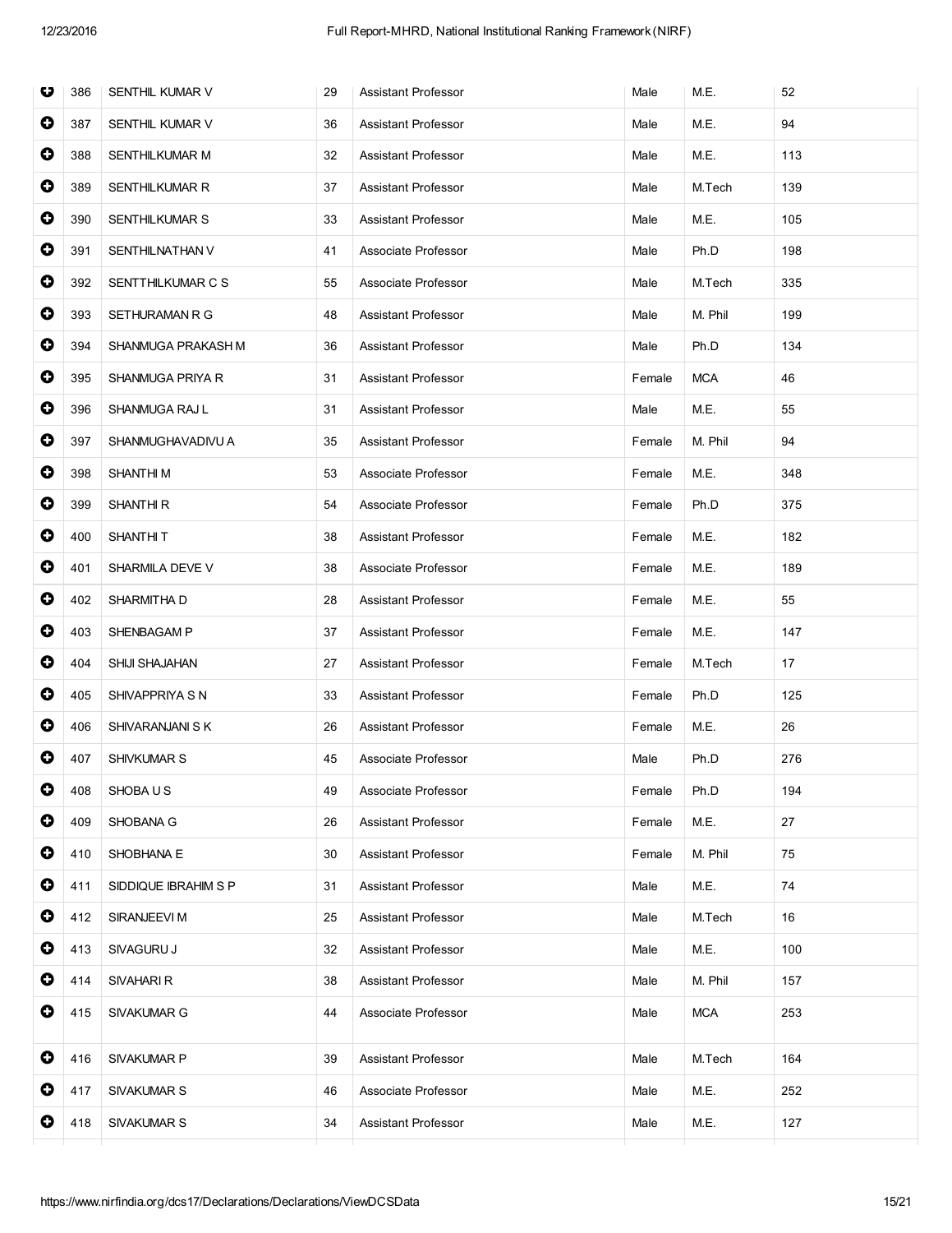| | | | | | | |
|---|---|---|---|---|---|---|
| 386 | SENTHIL KUMAR V | 29 | Assistant Professor | Male | M.E. | 52 |
| 387 | SENTHIL KUMAR V | 36 | Assistant Professor | Male | M.E. | 94 |
| 388 | SENTHILKUMAR M | 32 | Assistant Professor | Male | M.E. | 113 |
| 389 | SENTHILKUMAR R | 37 | Assistant Professor | Male | M.Tech | 139 |
| 390 | SENTHILKUMAR S | 33 | Assistant Professor | Male | M.E. | 105 |
| 391 | SENTHILNATHAN V | 41 | Associate Professor | Male | Ph.D | 198 |
| 392 | SENTTHILKUMAR C S | 55 | Associate Professor | Male | M.Tech | 335 |
| 393 | SETHURAMAN R G | 48 | Assistant Professor | Male | M. Phil | 199 |
| 394 | SHANMUGA PRAKASH M | 36 | Assistant Professor | Male | Ph.D | 134 |
| 395 | SHANMUGA PRIYA R | 31 | Assistant Professor | Female | MCA | 46 |
| 396 | SHANMUGA RAJ L | 31 | Assistant Professor | Male | M.E. | 55 |
| 397 | SHANMUGHAVADIVU A | 35 | Assistant Professor | Female | M. Phil | 94 |
| 398 | SHANTHI M | 53 | Associate Professor | Female | M.E. | 348 |
| 399 | SHANTHI R | 54 | Associate Professor | Female | Ph.D | 375 |
| 400 | SHANTHI T | 38 | Assistant Professor | Female | M.E. | 182 |
| 401 | SHARMILA DEVE V | 38 | Associate Professor | Female | M.E. | 189 |
| 402 | SHARMITHA D | 28 | Assistant Professor | Female | M.E. | 55 |
| 403 | SHENBAGAM P | 37 | Assistant Professor | Female | M.E. | 147 |
| 404 | SHIJI SHAJAHAN | 27 | Assistant Professor | Female | M.Tech | 17 |
| 405 | SHIVAPPRIYA S N | 33 | Assistant Professor | Female | Ph.D | 125 |
| 406 | SHIVARANJANI S K | 26 | Assistant Professor | Female | M.E. | 26 |
| 407 | SHIVKUMAR S | 45 | Associate Professor | Male | Ph.D | 276 |
| 408 | SHOBA U S | 49 | Associate Professor | Female | Ph.D | 194 |
| 409 | SHOBANA G | 26 | Assistant Professor | Female | M.E. | 27 |
| 410 | SHOBHANA E | 30 | Assistant Professor | Female | M. Phil | 75 |
| 411 | SIDDIQUE IBRAHIM S P | 31 | Assistant Professor | Male | M.E. | 74 |
| 412 | SIRANJEEVI M | 25 | Assistant Professor | Male | M.Tech | 16 |
| 413 | SIVAGURU J | 32 | Assistant Professor | Male | M.E. | 100 |
| 414 | SIVAHARI R | 38 | Assistant Professor | Male | M. Phil | 157 |
| 415 | SIVAKUMAR G | 44 | Associate Professor | Male | MCA | 253 |
| 416 | SIVAKUMAR P | 39 | Assistant Professor | Male | M.Tech | 164 |
| 417 | SIVAKUMAR S | 46 | Associate Professor | Male | M.E. | 252 |
| 418 | SIVAKUMAR S | 34 | Assistant Professor | Male | M.E. | 127 |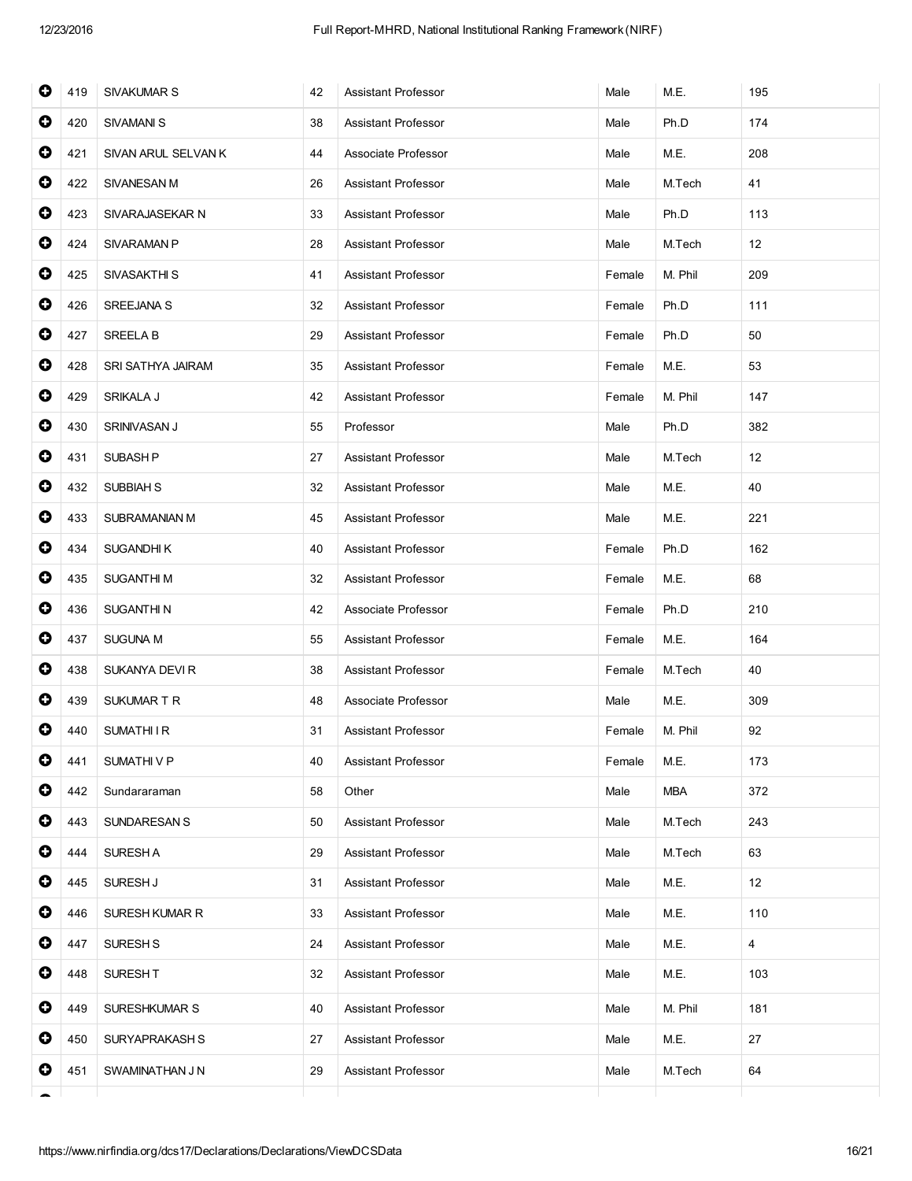| | | | | | | | |
|---|---|---|---|---|---|---|---|
| ⊕ | 419 | SIVAKUMAR S | 42 | Assistant Professor | Male | M.E. | 195 |
| ⊕ | 420 | SIVAMANI S | 38 | Assistant Professor | Male | Ph.D | 174 |
| ⊕ | 421 | SIVAN ARUL SELVAN K | 44 | Associate Professor | Male | M.E. | 208 |
| ⊕ | 422 | SIVANESAN M | 26 | Assistant Professor | Male | M.Tech | 41 |
| ⊕ | 423 | SIVARAJASEKAR N | 33 | Assistant Professor | Male | Ph.D | 113 |
| ⊕ | 424 | SIVARAMAN P | 28 | Assistant Professor | Male | M.Tech | 12 |
| ⊕ | 425 | SIVASAKTHI S | 41 | Assistant Professor | Female | M. Phil | 209 |
| ⊕ | 426 | SREEJANA S | 32 | Assistant Professor | Female | Ph.D | 111 |
| ⊕ | 427 | SREELA B | 29 | Assistant Professor | Female | Ph.D | 50 |
| ⊕ | 428 | SRI SATHYA JAIRAM | 35 | Assistant Professor | Female | M.E. | 53 |
| ⊕ | 429 | SRIKALA J | 42 | Assistant Professor | Female | M. Phil | 147 |
| ⊕ | 430 | SRINIVASAN J | 55 | Professor | Male | Ph.D | 382 |
| ⊕ | 431 | SUBASH P | 27 | Assistant Professor | Male | M.Tech | 12 |
| ⊕ | 432 | SUBBIAH S | 32 | Assistant Professor | Male | M.E. | 40 |
| ⊕ | 433 | SUBRAMANIAN M | 45 | Assistant Professor | Male | M.E. | 221 |
| ⊕ | 434 | SUGANDHI K | 40 | Assistant Professor | Female | Ph.D | 162 |
| ⊕ | 435 | SUGANTHI M | 32 | Assistant Professor | Female | M.E. | 68 |
| ⊕ | 436 | SUGANTHI N | 42 | Associate Professor | Female | Ph.D | 210 |
| ⊕ | 437 | SUGUNA M | 55 | Assistant Professor | Female | M.E. | 164 |
| ⊕ | 438 | SUKANYA DEVI R | 38 | Assistant Professor | Female | M.Tech | 40 |
| ⊕ | 439 | SUKUMAR T R | 48 | Associate Professor | Male | M.E. | 309 |
| ⊕ | 440 | SUMATHI I R | 31 | Assistant Professor | Female | M. Phil | 92 |
| ⊕ | 441 | SUMATHI V P | 40 | Assistant Professor | Female | M.E. | 173 |
| ⊕ | 442 | Sundararaman | 58 | Other | Male | MBA | 372 |
| ⊕ | 443 | SUNDARESAN S | 50 | Assistant Professor | Male | M.Tech | 243 |
| ⊕ | 444 | SURESH A | 29 | Assistant Professor | Male | M.Tech | 63 |
| ⊕ | 445 | SURESH J | 31 | Assistant Professor | Male | M.E. | 12 |
| ⊕ | 446 | SURESH KUMAR R | 33 | Assistant Professor | Male | M.E. | 110 |
| ⊕ | 447 | SURESH S | 24 | Assistant Professor | Male | M.E. | 4 |
| ⊕ | 448 | SURESH T | 32 | Assistant Professor | Male | M.E. | 103 |
| ⊕ | 449 | SURESHKUMAR S | 40 | Assistant Professor | Male | M. Phil | 181 |
| ⊕ | 450 | SURYAPRAKASH S | 27 | Assistant Professor | Male | M.E. | 27 |
| ⊕ | 451 | SWAMINATHAN J N | 29 | Assistant Professor | Male | M.Tech | 64 |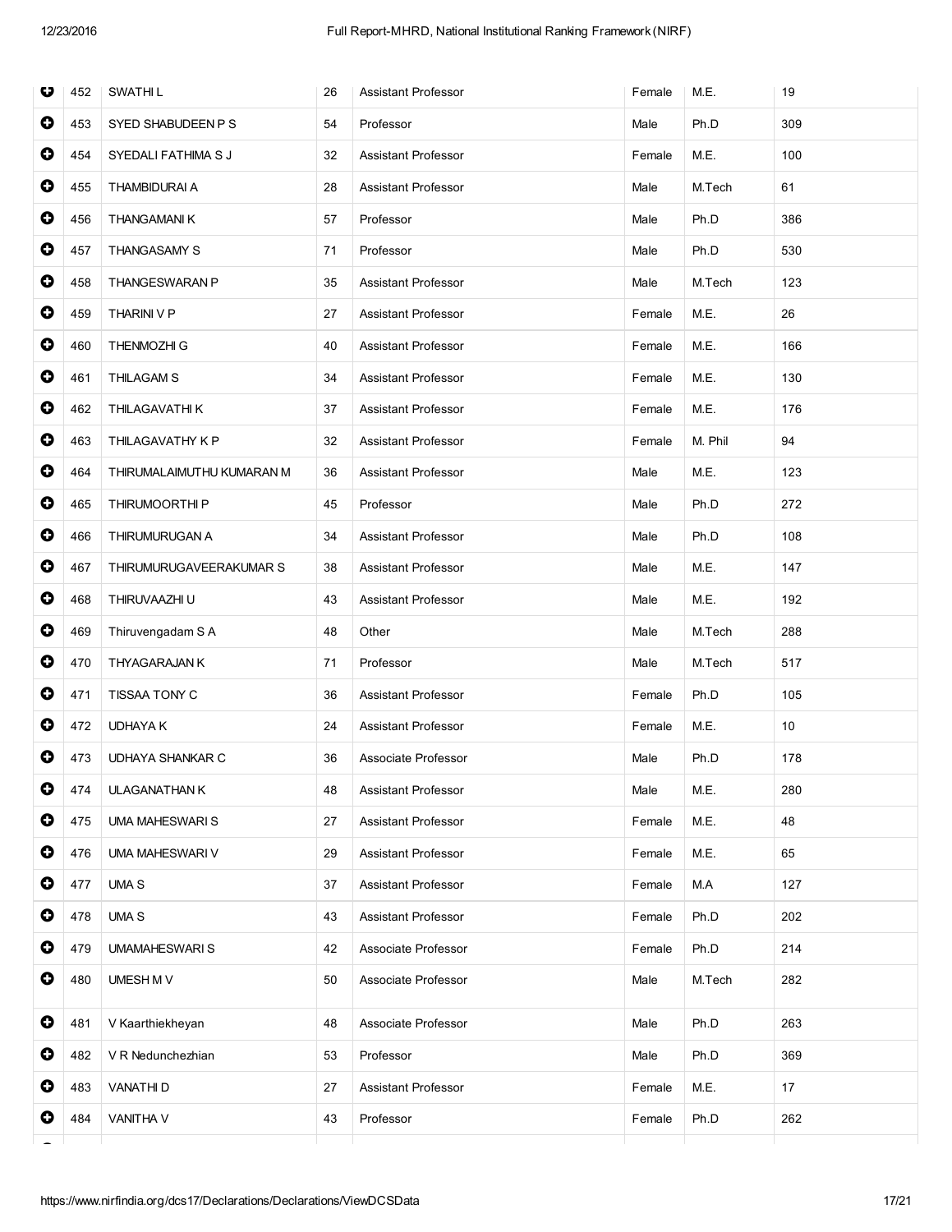| | | | | | | | |
|---|---|---|---|---|---|---|---|
| ⊕ | 452 | SWATHI L | 26 | Assistant Professor | Female | M.E. | 19 |
| ⊕ | 453 | SYED SHABUDEEN P S | 54 | Professor | Male | Ph.D | 309 |
| ⊕ | 454 | SYEDALI FATHIMA S J | 32 | Assistant Professor | Female | M.E. | 100 |
| ⊕ | 455 | THAMBIDURAI A | 28 | Assistant Professor | Male | M.Tech | 61 |
| ⊕ | 456 | THANGAMANI K | 57 | Professor | Male | Ph.D | 386 |
| ⊕ | 457 | THANGASAMY S | 71 | Professor | Male | Ph.D | 530 |
| ⊕ | 458 | THANGESWARAN P | 35 | Assistant Professor | Male | M.Tech | 123 |
| ⊕ | 459 | THARINI V P | 27 | Assistant Professor | Female | M.E. | 26 |
| ⊕ | 460 | THENMOZHI G | 40 | Assistant Professor | Female | M.E. | 166 |
| ⊕ | 461 | THILAGAM S | 34 | Assistant Professor | Female | M.E. | 130 |
| ⊕ | 462 | THILAGAVATHI K | 37 | Assistant Professor | Female | M.E. | 176 |
| ⊕ | 463 | THILAGAVATHY K P | 32 | Assistant Professor | Female | M. Phil | 94 |
| ⊕ | 464 | THIRUMALAIMUTHU KUMARAN M | 36 | Assistant Professor | Male | M.E. | 123 |
| ⊕ | 465 | THIRUMOORTHI P | 45 | Professor | Male | Ph.D | 272 |
| ⊕ | 466 | THIRUMURUGAN A | 34 | Assistant Professor | Male | Ph.D | 108 |
| ⊕ | 467 | THIRUMURUGAVEERAKUMAR S | 38 | Assistant Professor | Male | M.E. | 147 |
| ⊕ | 468 | THIRUVAAZHI U | 43 | Assistant Professor | Male | M.E. | 192 |
| ⊕ | 469 | Thiruvengadam S A | 48 | Other | Male | M.Tech | 288 |
| ⊕ | 470 | THYAGARAJAN K | 71 | Professor | Male | M.Tech | 517 |
| ⊕ | 471 | TISSAA TONY C | 36 | Assistant Professor | Female | Ph.D | 105 |
| ⊕ | 472 | UDHAYA K | 24 | Assistant Professor | Female | M.E. | 10 |
| ⊕ | 473 | UDHAYA SHANKAR C | 36 | Associate Professor | Male | Ph.D | 178 |
| ⊕ | 474 | ULAGANATHAN K | 48 | Assistant Professor | Male | M.E. | 280 |
| ⊕ | 475 | UMA MAHESWARI S | 27 | Assistant Professor | Female | M.E. | 48 |
| ⊕ | 476 | UMA MAHESWARI V | 29 | Assistant Professor | Female | M.E. | 65 |
| ⊕ | 477 | UMA S | 37 | Assistant Professor | Female | M.A | 127 |
| ⊕ | 478 | UMA S | 43 | Assistant Professor | Female | Ph.D | 202 |
| ⊕ | 479 | UMAMAHESWARI S | 42 | Associate Professor | Female | Ph.D | 214 |
| ⊕ | 480 | UMESH M V | 50 | Associate Professor | Male | M.Tech | 282 |
| ⊕ | 481 | V Kaarthiekheyan | 48 | Associate Professor | Male | Ph.D | 263 |
| ⊕ | 482 | V R Nedunchezhian | 53 | Professor | Male | Ph.D | 369 |
| ⊕ | 483 | VANATHI D | 27 | Assistant Professor | Female | M.E. | 17 |
| ⊕ | 484 | VANITHA V | 43 | Professor | Female | Ph.D | 262 |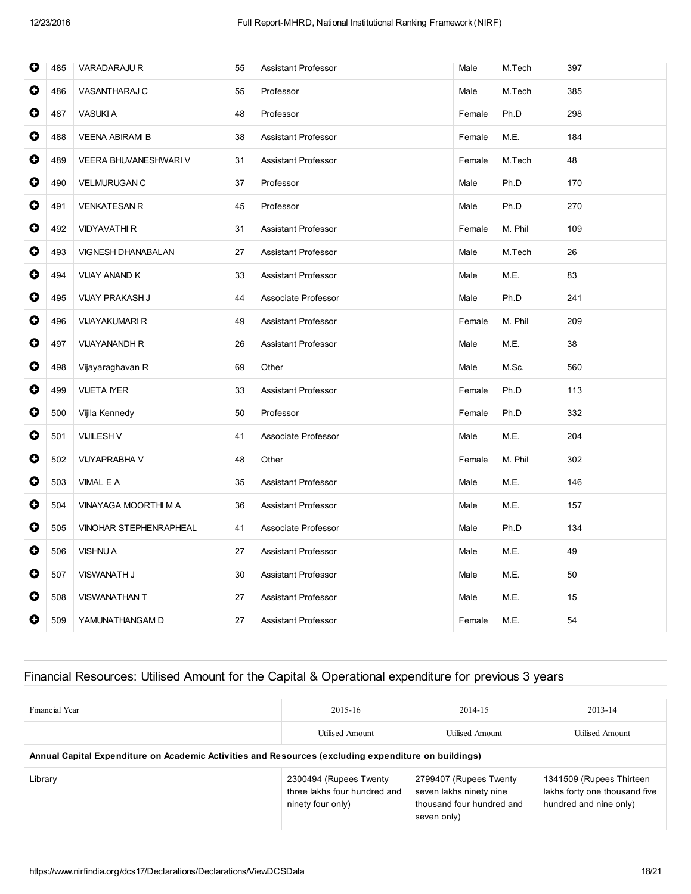| | | | | | | | |
|---|---|---|---|---|---|---|---|
| ⊕ | 485 | VARADARAJU R | 55 | Assistant Professor | Male | M.Tech | 397 |
| ⊕ | 486 | VASANTHARAJ C | 55 | Professor | Male | M.Tech | 385 |
| ⊕ | 487 | VASUKI A | 48 | Professor | Female | Ph.D | 298 |
| ⊕ | 488 | VEENA ABIRAMI B | 38 | Assistant Professor | Female | M.E. | 184 |
| ⊕ | 489 | VEERA BHUVANESHWARI V | 31 | Assistant Professor | Female | M.Tech | 48 |
| ⊕ | 490 | VELMURUGAN C | 37 | Professor | Male | Ph.D | 170 |
| ⊕ | 491 | VENKATESAN R | 45 | Professor | Male | Ph.D | 270 |
| ⊕ | 492 | VIDYAVATHI R | 31 | Assistant Professor | Female | M. Phil | 109 |
| ⊕ | 493 | VIGNESH DHANABALAN | 27 | Assistant Professor | Male | M.Tech | 26 |
| ⊕ | 494 | VIJAY ANAND K | 33 | Assistant Professor | Male | M.E. | 83 |
| ⊕ | 495 | VIJAY PRAKASH J | 44 | Associate Professor | Male | Ph.D | 241 |
| ⊕ | 496 | VIJAYAKUMARI R | 49 | Assistant Professor | Female | M. Phil | 209 |
| ⊕ | 497 | VIJAYANANDH R | 26 | Assistant Professor | Male | M.E. | 38 |
| ⊕ | 498 | Vijayaraghavan R | 69 | Other | Male | M.Sc. | 560 |
| ⊕ | 499 | VIJETA IYER | 33 | Assistant Professor | Female | Ph.D | 113 |
| ⊕ | 500 | Vijila Kennedy | 50 | Professor | Female | Ph.D | 332 |
| ⊕ | 501 | VIJILESH V | 41 | Associate Professor | Male | M.E. | 204 |
| ⊕ | 502 | VIJYAPRABHA V | 48 | Other | Female | M. Phil | 302 |
| ⊕ | 503 | VIMAL E A | 35 | Assistant Professor | Male | M.E. | 146 |
| ⊕ | 504 | VINAYAGA MOORTHI M A | 36 | Assistant Professor | Male | M.E. | 157 |
| ⊕ | 505 | VINOHAR STEPHENRAPHEAL | 41 | Associate Professor | Male | Ph.D | 134 |
| ⊕ | 506 | VISHNU A | 27 | Assistant Professor | Male | M.E. | 49 |
| ⊕ | 507 | VISWANATH J | 30 | Assistant Professor | Male | M.E. | 50 |
| ⊕ | 508 | VISWANATHAN T | 27 | Assistant Professor | Male | M.E. | 15 |
| ⊕ | 509 | YAMUNATHANGAM D | 27 | Assistant Professor | Female | M.E. | 54 |

## Financial Resources: Utilised Amount for the Capital & Operational expenditure for previous 3 years

| Financial Year | 2015-16 | 2014-15 | 2013-14 |
|---|---|---|---|
| | Utilised Amount | Utilised Amount | Utilised Amount |
| **Annual Capital Expenditure on Academic Activities and Resources (excluding expenditure on buildings)** | | | |
| Library | 2300494 (Rupees Twenty three lakhs four hundred and ninety four only) | 2799407 (Rupees Twenty seven lakhs ninety nine thousand four hundred and seven only) | 1341509 (Rupees Thirteen lakhs forty one thousand five hundred and nine only) |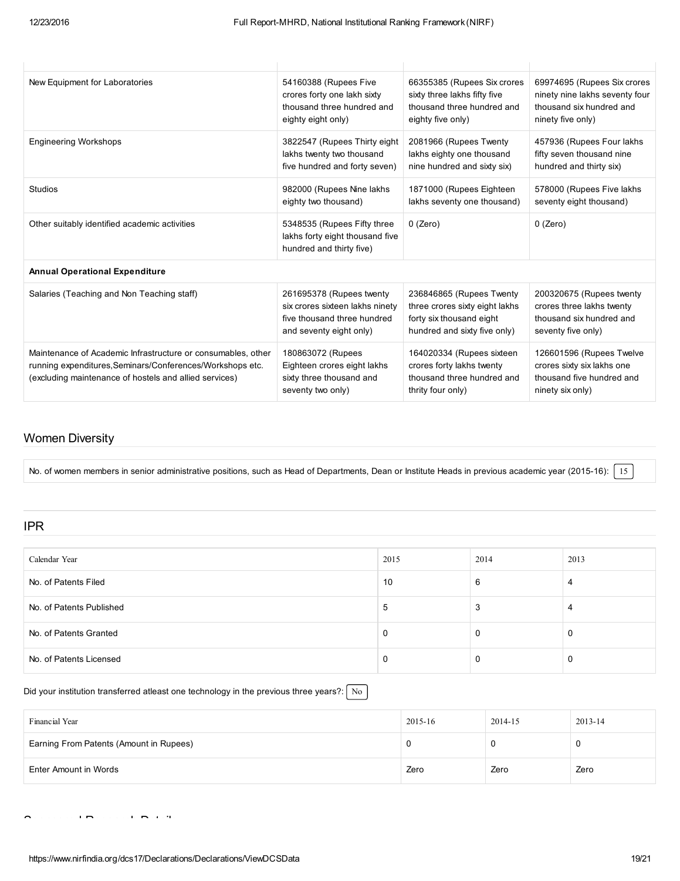| | | | |
|---|---|---|---|
| New Equipment for Laboratories | 54160388 (Rupees Five crores forty one lakh sixty thousand three hundred and eighty eight only) | 66355385 (Rupees Six crores sixty three lakhs fifty five thousand three hundred and eighty five only) | 69974695 (Rupees Six crores ninety nine lakhs seventy four thousand six hundred and ninety five only) |
| Engineering Workshops | 3822547 (Rupees Thirty eight lakhs twenty two thousand five hundred and forty seven) | 2081966 (Rupees Twenty lakhs eighty one thousand nine hundred and sixty six) | 457936 (Rupees Four lakhs fifty seven thousand nine hundred and thirty six) |
| Studios | 982000 (Rupees Nine lakhs eighty two thousand) | 1871000 (Rupees Eighteen lakhs seventy one thousand) | 578000 (Rupees Five lakhs seventy eight thousand) |
| Other suitably identified academic activities | 5348535 (Rupees Fifty three lakhs forty eight thousand five hundred and thirty five) | 0 (Zero) | 0 (Zero) |
| **Annual Operational Expenditure** | | | |
| Salaries (Teaching and Non Teaching staff) | 261695378 (Rupees twenty six crores sixteen lakhs ninety five thousand three hundred and seventy eight only) | 236846865 (Rupees Twenty three crores sixty eight lakhs forty six thousand eight hundred and sixty five only) | 200320675 (Rupees twenty crores three lakhs twenty thousand six hundred and seventy five only) |
| Maintenance of Academic Infrastructure or consumables, other running expenditures,Seminars/Conferences/Workshops etc. (excluding maintenance of hostels and allied services) | 180863072 (Rupees Eighteen crores eight lakhs sixty three thousand and seventy two only) | 164020334 (Rupees sixteen crores forty lakhs twenty thousand three hundred and thrity four only) | 126601596 (Rupees Twelve crores sixty six lakhs one thousand five hundred and ninety six only) |

## Women Diversity

No. of women members in senior administrative positions, such as Head of Departments, Dean or Institute Heads in previous academic year (2015-16): 15

## IPR

| Calendar Year | 2015 | 2014 | 2013 |
|---|---|---|---|
| No. of Patents Filed | 10 | 6 | 4 |
| No. of Patents Published | 5 | 3 | 4 |
| No. of Patents Granted | 0 | 0 | 0 |
| No. of Patents Licensed | 0 | 0 | 0 |

Did your institution transferred atleast one technology in the previous three years?: No

| Financial Year | 2015-16 | 2014-15 | 2013-14 |
|---|---|---|---|
| Earning From Patents (Amount in Rupees) | 0 | 0 | 0 |
| Enter Amount in Words | Zero | Zero | Zero |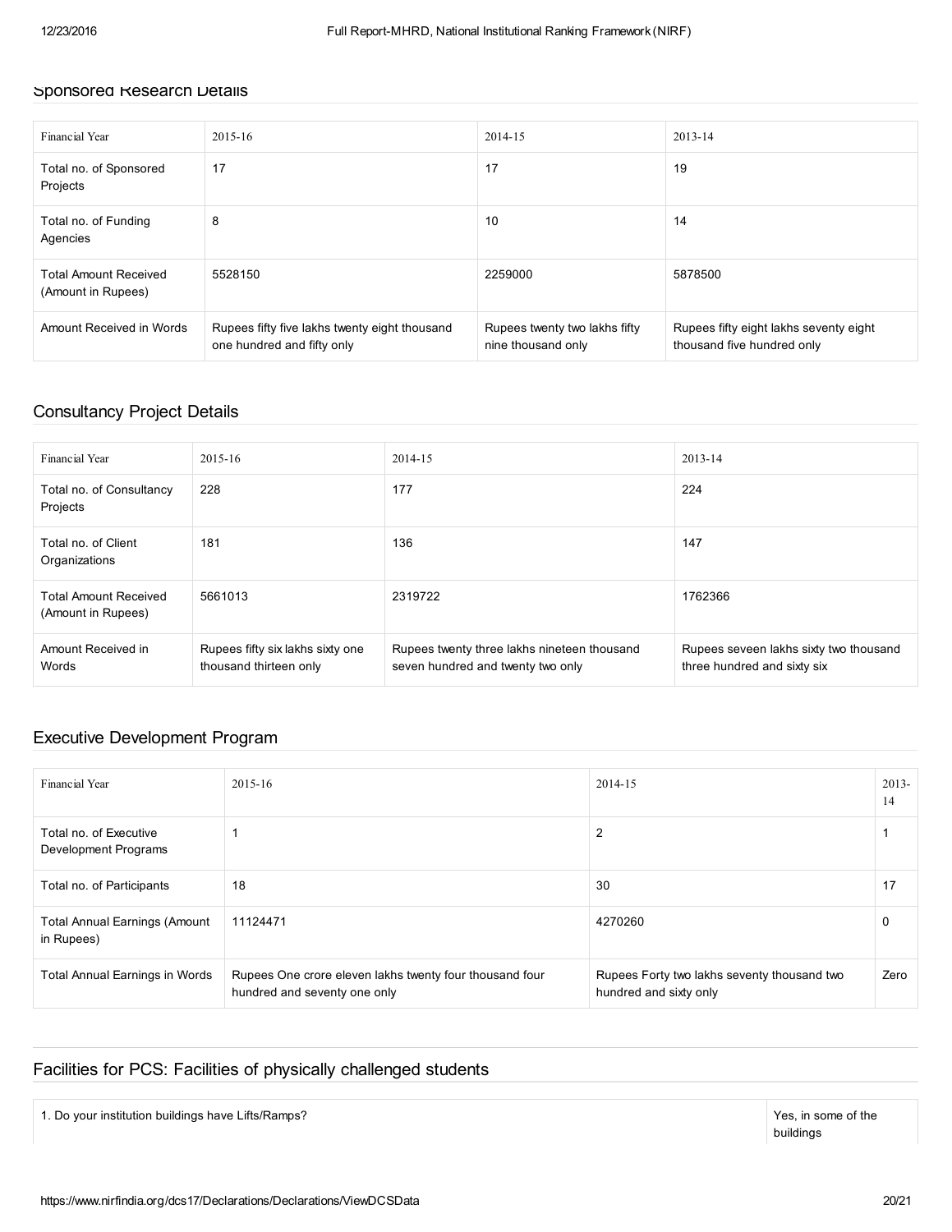## Sponsored Research Details

| Financial Year | 2015-16 | 2014-15 | 2013-14 |
|---|---|---|---|
| Total no. of Sponsored Projects | 17 | 17 | 19 |
| Total no. of Funding Agencies | 8 | 10 | 14 |
| Total Amount Received (Amount in Rupees) | 5528150 | 2259000 | 5878500 |
| Amount Received in Words | Rupees fifty five lakhs twenty eight thousand one hundred and fifty only | Rupees twenty two lakhs fifty nine thousand only | Rupees fifty eight lakhs seventy eight thousand five hundred only |

## Consultancy Project Details

| Financial Year | 2015-16 | 2014-15 | 2013-14 |
|---|---|---|---|
| Total no. of Consultancy Projects | 228 | 177 | 224 |
| Total no. of Client Organizations | 181 | 136 | 147 |
| Total Amount Received (Amount in Rupees) | 5661013 | 2319722 | 1762366 |
| Amount Received in Words | Rupees fifty six lakhs sixty one thousand thirteen only | Rupees twenty three lakhs nineteen thousand seven hundred and twenty two only | Rupees seveen lakhs sixty two thousand three hundred and sixty six |

## Executive Development Program

| Financial Year | 2015-16 | 2014-15 | 2013-14 |
|---|---|---|---|
| Total no. of Executive Development Programs | 1 | 2 | 1 |
| Total no. of Participants | 18 | 30 | 17 |
| Total Annual Earnings (Amount in Rupees) | 11124471 | 4270260 | 0 |
| Total Annual Earnings in Words | Rupees One crore eleven lakhs twenty four thousand four hundred and seventy one only | Rupees Forty two lakhs seventy thousand two hundred and sixty only | Zero |

## Facilities for PCS: Facilities of physically challenged students

| | |
|---|---|
| 1. Do your institution buildings have Lifts/Ramps? | Yes, in some of the buildings |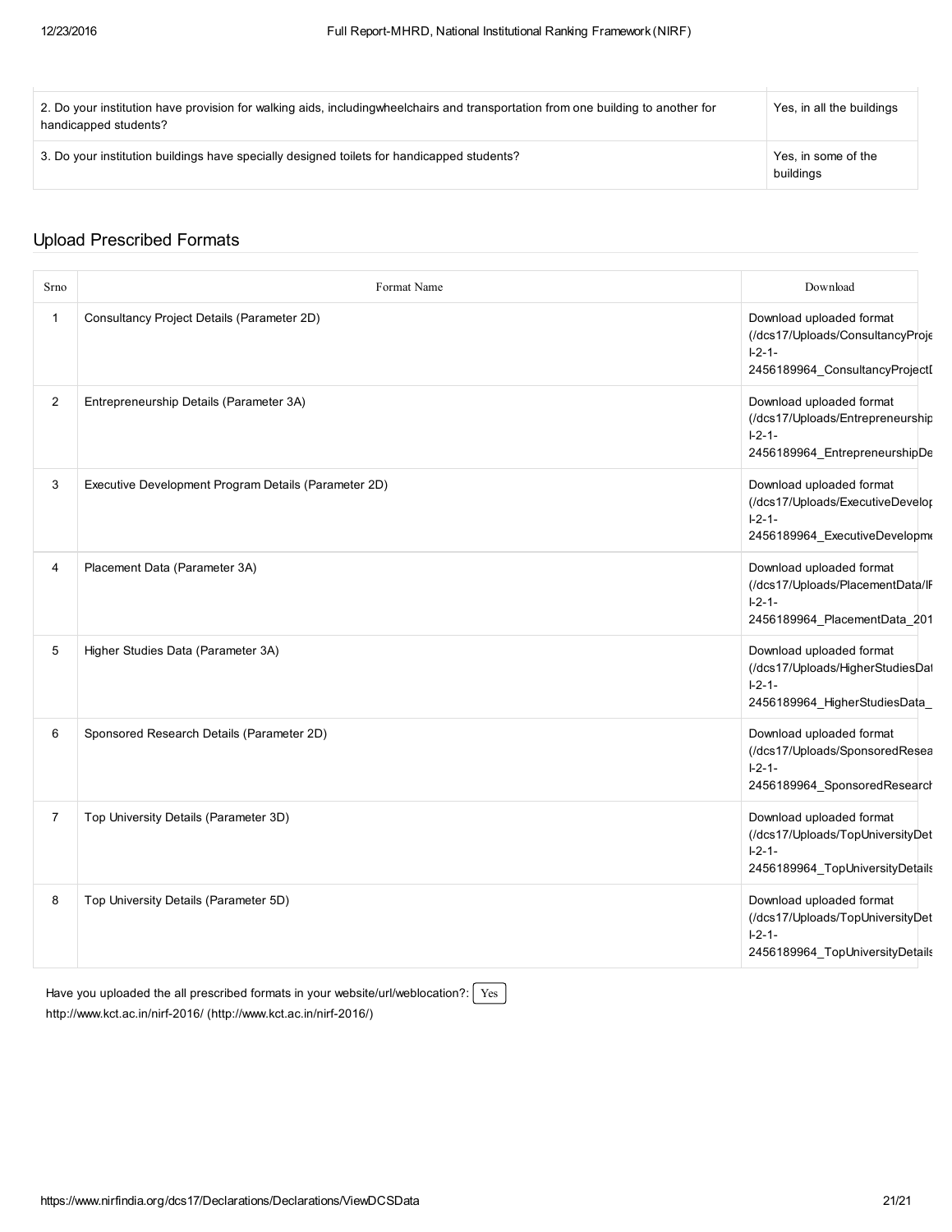| | |
|---|---|
| 2. Do your institution have provision for walking aids, includingwheelchairs and transportation from one building to another for handicapped students? | Yes, in all the buildings |
| 3. Do your institution buildings have specially designed toilets for handicapped students? | Yes, in some of the buildings |

## Upload Prescribed Formats

| Srno | Format Name | Download |
|---|---|---|
| 1 | Consultancy Project Details (Parameter 2D) | Download uploaded format (/dcs17/Uploads/ConsultancyProje I-2-1- 2456189964_ConsultancyProjectI |
| 2 | Entrepreneurship Details (Parameter 3A) | Download uploaded format (/dcs17/Uploads/Entrepreneurship I-2-1- 2456189964_EntrepreneurshipDe |
| 3 | Executive Development Program Details (Parameter 2D) | Download uploaded format (/dcs17/Uploads/ExecutiveDevelop I-2-1- 2456189964_ExecutiveDevelopme |
| 4 | Placement Data (Parameter 3A) | Download uploaded format (/dcs17/Uploads/PlacementData/I I-2-1- 2456189964_PlacementData_201 |
| 5 | Higher Studies Data (Parameter 3A) | Download uploaded format (/dcs17/Uploads/HigherStudiesDat I-2-1- 2456189964_HigherStudiesData_ |
| 6 | Sponsored Research Details (Parameter 2D) | Download uploaded format (/dcs17/Uploads/SponsoredResea I-2-1- 2456189964_SponsoredResearch |
| 7 | Top University Details (Parameter 3D) | Download uploaded format (/dcs17/Uploads/TopUniversityDet I-2-1- 2456189964_TopUniversityDetails |
| 8 | Top University Details (Parameter 5D) | Download uploaded format (/dcs17/Uploads/TopUniversityDet I-2-1- 2456189964_TopUniversityDetails |

Have you uploaded the all prescribed formats in your website/url/weblocation?: Yes

http://www.kct.ac.in/nirf-2016/ (http://www.kct.ac.in/nirf-2016/)